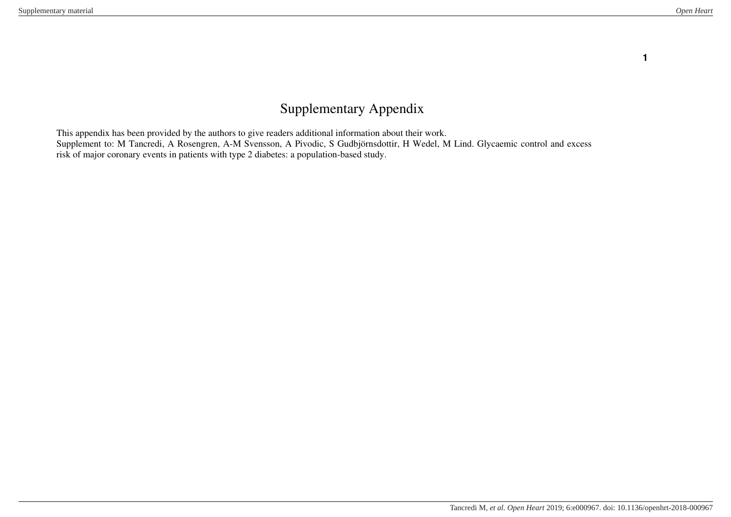# Supplementary Appendix

This appendix has been provided by the authors to give readers additional information about their work.
Supplement to: M Tancredi, A Rosengren, A-M Svensson, A Pivodic, S Gudbjörnsdottir, H Wedel, M Lind. Glycaemic control and excess risk of major coronary events in patients with type 2 diabetes: a population-based study.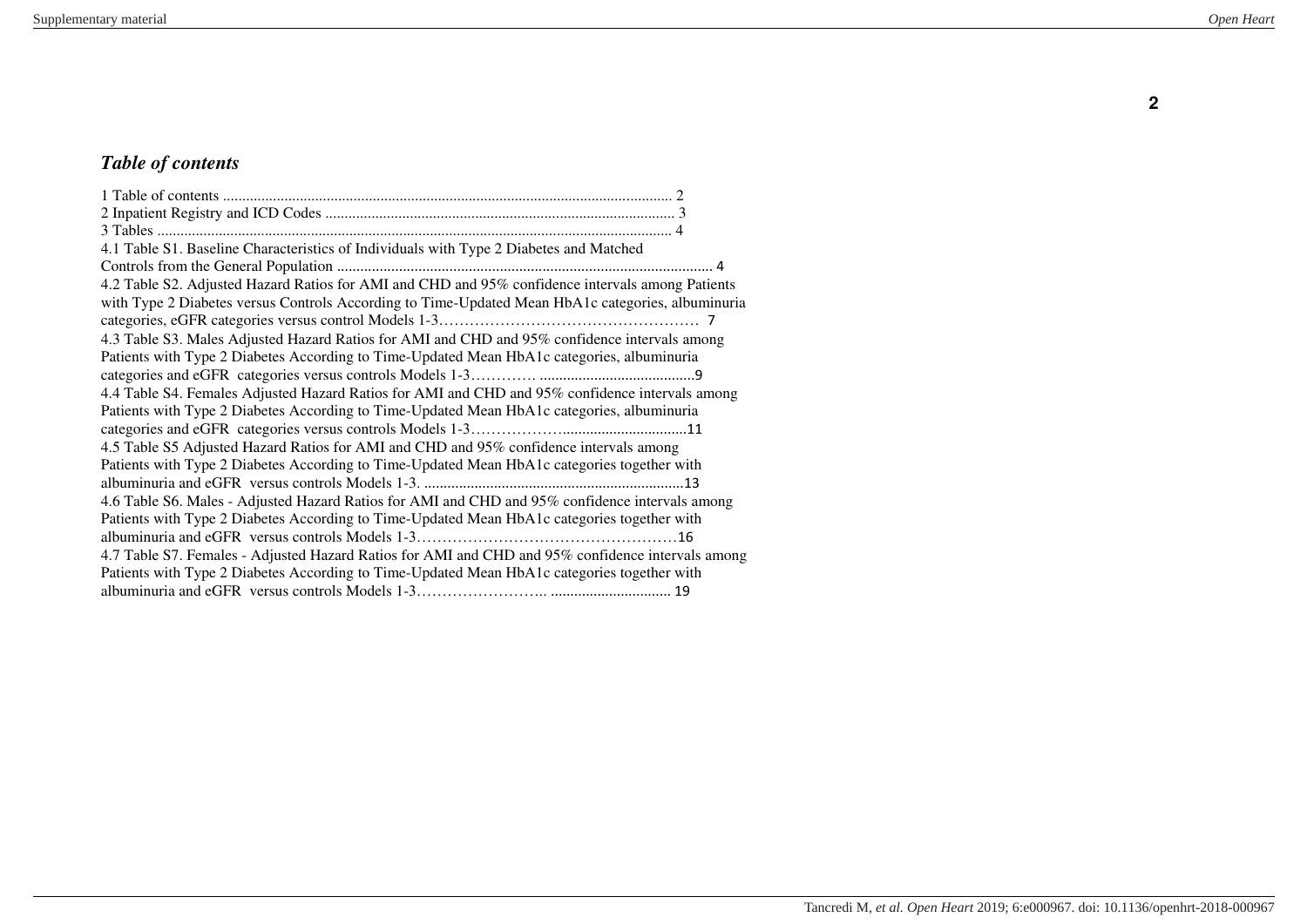## *Table of contents*

1 Table of contents .................................................................................................................... 2
2 Inpatient Registry and ICD Codes .......................................................................................... 3
3 Tables .................................................................................................................................... 4
4.1 Table S1. Baseline Characteristics of Individuals with Type 2 Diabetes and Matched Controls from the General Population ................................................................................................ 4
4.2 Table S2. Adjusted Hazard Ratios for AMI and CHD and 95% confidence intervals among Patients with Type 2 Diabetes versus Controls According to Time-Updated Mean HbA1c categories, albuminuria categories, eGFR categories versus control Models 1-3…………………………………………… 7
4.3 Table S3. Males Adjusted Hazard Ratios for AMI and CHD and 95% confidence intervals among Patients with Type 2 Diabetes According to Time-Updated Mean HbA1c categories, albuminuria categories and eGFR categories versus controls Models 1-3…………. ........................................9
4.4 Table S4. Females Adjusted Hazard Ratios for AMI and CHD and 95% confidence intervals among Patients with Type 2 Diabetes According to Time-Updated Mean HbA1c categories, albuminuria categories and eGFR categories versus controls Models 1-3……………….................................11
4.5 Table S5 Adjusted Hazard Ratios for AMI and CHD and 95% confidence intervals among Patients with Type 2 Diabetes According to Time-Updated Mean HbA1c categories together with albuminuria and eGFR versus controls Models 1-3. ...................................................................13
4.6 Table S6. Males - Adjusted Hazard Ratios for AMI and CHD and 95% confidence intervals among Patients with Type 2 Diabetes According to Time-Updated Mean HbA1c categories together with albuminuria and eGFR versus controls Models 1-3……………………………………………16
4.7 Table S7. Females - Adjusted Hazard Ratios for AMI and CHD and 95% confidence intervals among Patients with Type 2 Diabetes According to Time-Updated Mean HbA1c categories together with albuminuria and eGFR versus controls Models 1-3…………………….. .............................. 19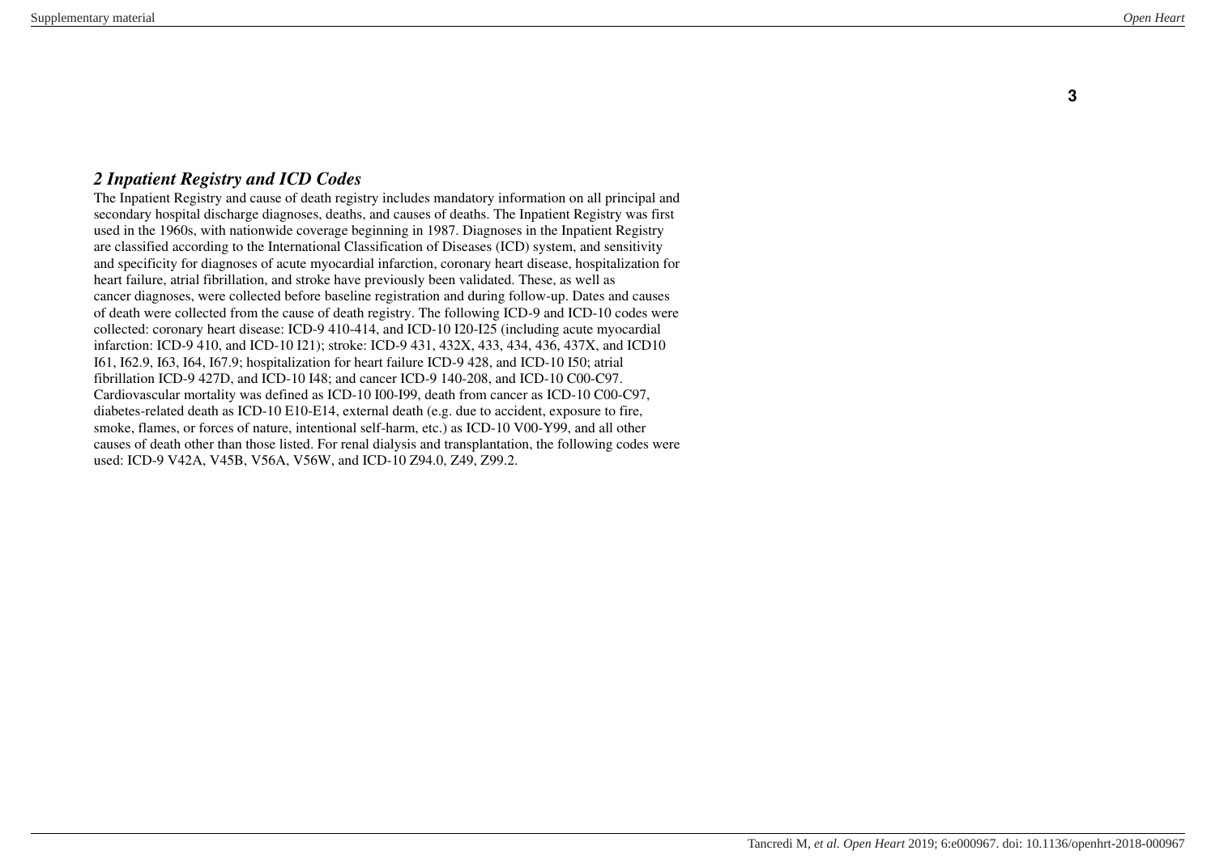## *2 Inpatient Registry and ICD Codes*

The Inpatient Registry and cause of death registry includes mandatory information on all principal and secondary hospital discharge diagnoses, deaths, and causes of deaths. The Inpatient Registry was first used in the 1960s, with nationwide coverage beginning in 1987. Diagnoses in the Inpatient Registry are classified according to the International Classification of Diseases (ICD) system, and sensitivity and specificity for diagnoses of acute myocardial infarction, coronary heart disease, hospitalization for heart failure, atrial fibrillation, and stroke have previously been validated. These, as well as cancer diagnoses, were collected before baseline registration and during follow-up. Dates and causes of death were collected from the cause of death registry. The following ICD-9 and ICD-10 codes were collected: coronary heart disease: ICD-9 410-414, and ICD-10 I20-I25 (including acute myocardial infarction: ICD-9 410, and ICD-10 I21); stroke: ICD-9 431, 432X, 433, 434, 436, 437X, and ICD10 I61, I62.9, I63, I64, I67.9; hospitalization for heart failure ICD-9 428, and ICD-10 I50; atrial fibrillation ICD-9 427D, and ICD-10 I48; and cancer ICD-9 140-208, and ICD-10 C00-C97. Cardiovascular mortality was defined as ICD-10 I00-I99, death from cancer as ICD-10 C00-C97, diabetes-related death as ICD-10 E10-E14, external death (e.g. due to accident, exposure to fire, smoke, flames, or forces of nature, intentional self-harm, etc.) as ICD-10 V00-Y99, and all other causes of death other than those listed. For renal dialysis and transplantation, the following codes were used: ICD-9 V42A, V45B, V56A, V56W, and ICD-10 Z94.0, Z49, Z99.2.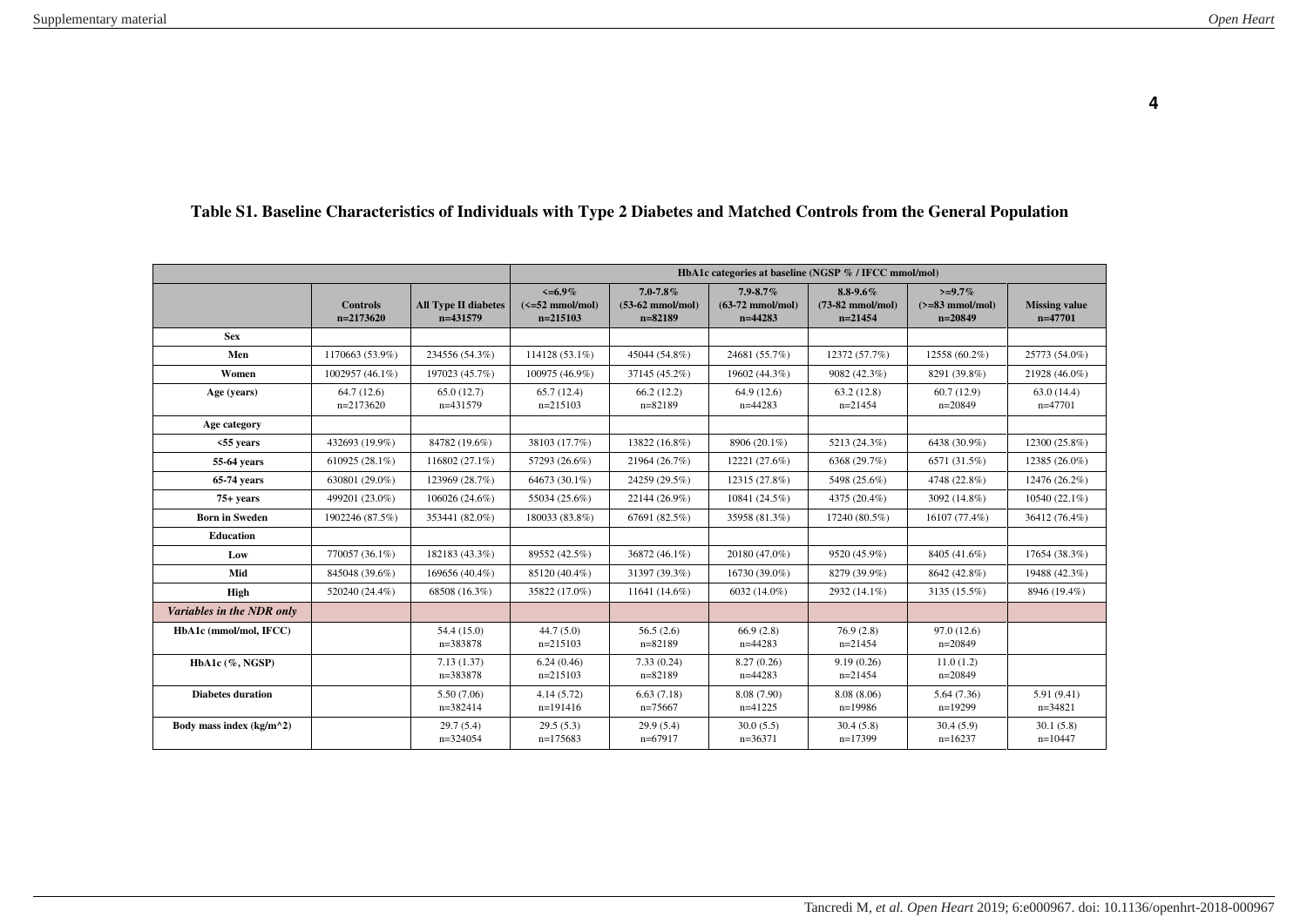**Table S1. Baseline Characteristics of Individuals with Type 2 Diabetes and Matched Controls from the General Population**

| | | | HbA1c categories at baseline (NGSP % / IFCC mmol/mol) | | | | | |
|---|---|---|---|---|---|---|---|---|
| | Controls n=2173620 | All Type II diabetes n=431579 | <=6.9% (<=52 mmol/mol) n=215103 | 7.0-7.8% (53-62 mmol/mol) n=82189 | 7.9-8.7% (63-72 mmol/mol) n=44283 | 8.8-9.6% (73-82 mmol/mol) n=21454 | >=9.7% (>=83 mmol/mol) n=20849 | Missing value n=47701 |
| **Sex** | | | | | | | | |
| **Men** | 1170663 (53.9%) | 234556 (54.3%) | 114128 (53.1%) | 45044 (54.8%) | 24681 (55.7%) | 12372 (57.7%) | 12558 (60.2%) | 25773 (54.0%) |
| **Women** | 1002957 (46.1%) | 197023 (45.7%) | 100975 (46.9%) | 37145 (45.2%) | 19602 (44.3%) | 9082 (42.3%) | 8291 (39.8%) | 21928 (46.0%) |
| **Age (years)** | 64.7 (12.6) n=2173620 | 65.0 (12.7) n=431579 | 65.7 (12.4) n=215103 | 66.2 (12.2) n=82189 | 64.9 (12.6) n=44283 | 63.2 (12.8) n=21454 | 60.7 (12.9) n=20849 | 63.0 (14.4) n=47701 |
| **Age category** | | | | | | | | |
| **<55 years** | 432693 (19.9%) | 84782 (19.6%) | 38103 (17.7%) | 13822 (16.8%) | 8906 (20.1%) | 5213 (24.3%) | 6438 (30.9%) | 12300 (25.8%) |
| **55-64 years** | 610925 (28.1%) | 116802 (27.1%) | 57293 (26.6%) | 21964 (26.7%) | 12221 (27.6%) | 6368 (29.7%) | 6571 (31.5%) | 12385 (26.0%) |
| **65-74 years** | 630801 (29.0%) | 123969 (28.7%) | 64673 (30.1%) | 24259 (29.5%) | 12315 (27.8%) | 5498 (25.6%) | 4748 (22.8%) | 12476 (26.2%) |
| **75+ years** | 499201 (23.0%) | 106026 (24.6%) | 55034 (25.6%) | 22144 (26.9%) | 10841 (24.5%) | 4375 (20.4%) | 3092 (14.8%) | 10540 (22.1%) |
| **Born in Sweden** | 1902246 (87.5%) | 353441 (82.0%) | 180033 (83.8%) | 67691 (82.5%) | 35958 (81.3%) | 17240 (80.5%) | 16107 (77.4%) | 36412 (76.4%) |
| **Education** | | | | | | | | |
| **Low** | 770057 (36.1%) | 182183 (43.3%) | 89552 (42.5%) | 36872 (46.1%) | 20180 (47.0%) | 9520 (45.9%) | 8405 (41.6%) | 17654 (38.3%) |
| **Mid** | 845048 (39.6%) | 169656 (40.4%) | 85120 (40.4%) | 31397 (39.3%) | 16730 (39.0%) | 8279 (39.9%) | 8642 (42.8%) | 19488 (42.3%) |
| **High** | 520240 (24.4%) | 68508 (16.3%) | 35822 (17.0%) | 11641 (14.6%) | 6032 (14.0%) | 2932 (14.1%) | 3135 (15.5%) | 8946 (19.4%) |
| ***Variables in the NDR only*** | | | | | | | | |
| **HbA1c (mmol/mol, IFCC)** | | 54.4 (15.0) n=383878 | 44.7 (5.0) n=215103 | 56.5 (2.6) n=82189 | 66.9 (2.8) n=44283 | 76.9 (2.8) n=21454 | 97.0 (12.6) n=20849 | |
| **HbA1c (%, NGSP)** | | 7.13 (1.37) n=383878 | 6.24 (0.46) n=215103 | 7.33 (0.24) n=82189 | 8.27 (0.26) n=44283 | 9.19 (0.26) n=21454 | 11.0 (1.2) n=20849 | |
| **Diabetes duration** | | 5.50 (7.06) n=382414 | 4.14 (5.72) n=191416 | 6.63 (7.18) n=75667 | 8.08 (7.90) n=41225 | 8.08 (8.06) n=19986 | 5.64 (7.36) n=19299 | 5.91 (9.41) n=34821 |
| **Body mass index (kg/m^2)** | | 29.7 (5.4) n=324054 | 29.5 (5.3) n=175683 | 29.9 (5.4) n=67917 | 30.0 (5.5) n=36371 | 30.4 (5.8) n=17399 | 30.4 (5.9) n=16237 | 30.1 (5.8) n=10447 |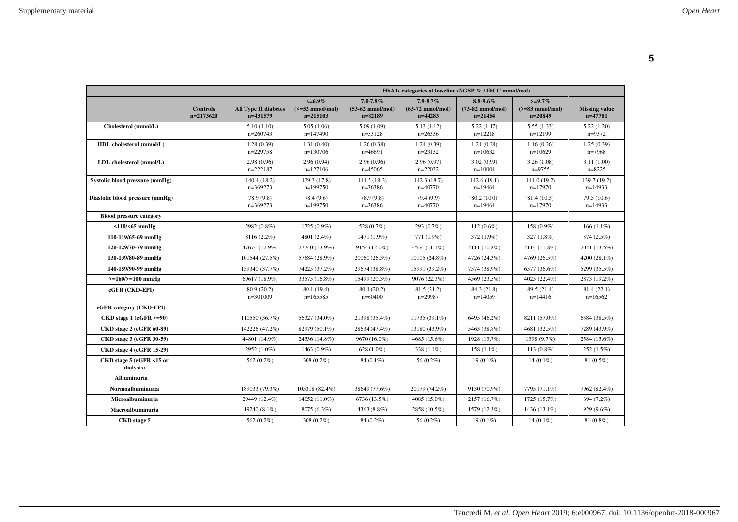| | Controls n=2173620 | All Type II diabetes n=431579 | HbA1c categories at baseline (NGSP % / IFCC mmol/mol) <=6.9% (<=52 mmol/mol) n=215103 | 7.0-7.8% (53-62 mmol/mol) n=82189 | 7.9-8.7% (63-72 mmol/mol) n=44283 | 8.8-9.6% (73-82 mmol/mol) n=21454 | >=9.7% (>=83 mmol/mol) n=20849 | Missing value n=47701 |
|---|---|---|---|---|---|---|---|---|
| **Cholesterol (mmol/L)** | | 5.10 (1.10) n=260743 | 5.05 (1.06) n=147490 | 5.09 (1.09) n=53128 | 5.13 (1.12) n=26336 | 5.22 (1.17) n=12218 | 5.55 (1.33) n=12199 | 5.22 (1.20) n=9372 |
| **HDL cholesterol (mmol/L)** | | 1.28 (0.39) n=229758 | 1.31 (0.40) n=130706 | 1.26 (0.38) n=46691 | 1.24 (0.39) n=23132 | 1.21 (0.38) n=10632 | 1.16 (0.36) n=10629 | 1.25 (0.39) n=7968 |
| **LDL cholesterol (mmol/L)** | | 2.98 (0.96) n=222187 | 2.96 (0.94) n=127106 | 2.96 (0.96) n=45065 | 2.96 (0.97) n=22032 | 3.02 (0.99) n=10004 | 3.26 (1.08) n=9755 | 3.11 (1.00) n=8225 |
| **Systolic blood pressure (mmHg)** | | 140.4 (18.2) n=369273 | 139.3 (17.8) n=199750 | 141.5 (18.3) n=76386 | 142.3 (18.7) n=40770 | 142.6 (19.1) n=19464 | 141.0 (19.2) n=17970 | 139.7 (19.2) n=14933 |
| **Diastolic blood pressure (mmHg)** | | 78.9 (9.8) n=369273 | 78.4 (9.6) n=199750 | 78.9 (9.8) n=76386 | 79.4 (9.9) n=40770 | 80.2 (10.0) n=19464 | 81.4 (10.3) n=17970 | 79.5 (10.6) n=14933 |
| **Blood pressure category** | | | | | | | | |
| **<110/<65 mmHg** | | 2982 (0.8%) | 1725 (0.9%) | 528 (0.7%) | 293 (0.7%) | 112 (0.6%) | 158 (0.9%) | 166 (1.1%) |
| **110-119/65-69 mmHg** | | 8116 (2.2%) | 4801 (2.4%) | 1471 (1.9%) | 771 (1.9%) | 372 (1.9%) | 327 (1.8%) | 374 (2.5%) |
| **120-129/70-79 mmHg** | | 47674 (12.9%) | 27740 (13.9%) | 9154 (12.0%) | 4534 (11.1%) | 2111 (10.8%) | 2114 (11.8%) | 2021 (13.5%) |
| **130-139/80-89 mmHg** | | 101544 (27.5%) | 57684 (28.9%) | 20060 (26.3%) | 10105 (24.8%) | 4726 (24.3%) | 4769 (26.5%) | 4200 (28.1%) |
| **140-159/90-99 mmHg** | | 139340 (37.7%) | 74225 (37.2%) | 29674 (38.8%) | 15991 (39.2%) | 7574 (38.9%) | 6577 (36.6%) | 5299 (35.5%) |
| **>=160/>=100 mmHg** | | 69617 (18.9%) | 33575 (16.8%) | 15499 (20.3%) | 9076 (22.3%) | 4569 (23.5%) | 4025 (22.4%) | 2873 (19.2%) |
| **eGFR (CKD-EPI)** | | 80.9 (20.2) n=301009 | 80.1 (19.4) n=165585 | 80.1 (20.2) n=60400 | 81.5 (21.2) n=29987 | 84.3 (21.8) n=14059 | 89.5 (21.4) n=14416 | 81.4 (22.1) n=16562 |
| **eGFR category (CKD-EPI)** | | | | | | | | |
| **CKD stage 1 (eGFR >=90)** | | 110550 (36.7%) | 56327 (34.0%) | 21398 (35.4%) | 11735 (39.1%) | 6495 (46.2%) | 8211 (57.0%) | 6384 (38.5%) |
| **CKD stage 2 (eGFR 60-89)** | | 142226 (47.2%) | 82979 (50.1%) | 28634 (47.4%) | 13180 (43.9%) | 5463 (38.8%) | 4681 (32.5%) | 7289 (43.9%) |
| **CKD stage 3 (eGFR 30-59)** | | 44801 (14.9%) | 24536 (14.8%) | 9670 (16.0%) | 4685 (15.6%) | 1928 (13.7%) | 1398 (9.7%) | 2584 (15.6%) |
| **CKD stage 4 (eGFR 15-29)** | | 2952 (1.0%) | 1463 (0.9%) | 628 (1.0%) | 338 (1.1%) | 158 (1.1%) | 113 (0.8%) | 252 (1.5%) |
| **CKD stage 5 (eGFR <15 or dialysis)** | | 562 (0.2%) | 308 (0.2%) | 84 (0.1%) | 56 (0.2%) | 19 (0.1%) | 14 (0.1%) | 81 (0.5%) |
| **Albuminuria** | | | | | | | | |
| **Normoalbuminuria** | | 189033 (79.3%) | 105318 (82.4%) | 38649 (77.6%) | 20179 (74.2%) | 9130 (70.9%) | 7795 (71.1%) | 7962 (82.4%) |
| **Microalbuminuria** | | 29449 (12.4%) | 14052 (11.0%) | 6736 (13.5%) | 4085 (15.0%) | 2157 (16.7%) | 1725 (15.7%) | 694 (7.2%) |
| **Macroalbuminuria** | | 19240 (8.1%) | 8075 (6.3%) | 4363 (8.8%) | 2858 (10.5%) | 1579 (12.3%) | 1436 (13.1%) | 929 (9.6%) |
| **CKD stage 5** | | 562 (0.2%) | 308 (0.2%) | 84 (0.2%) | 56 (0.2%) | 19 (0.1%) | 14 (0.1%) | 81 (0.8%) |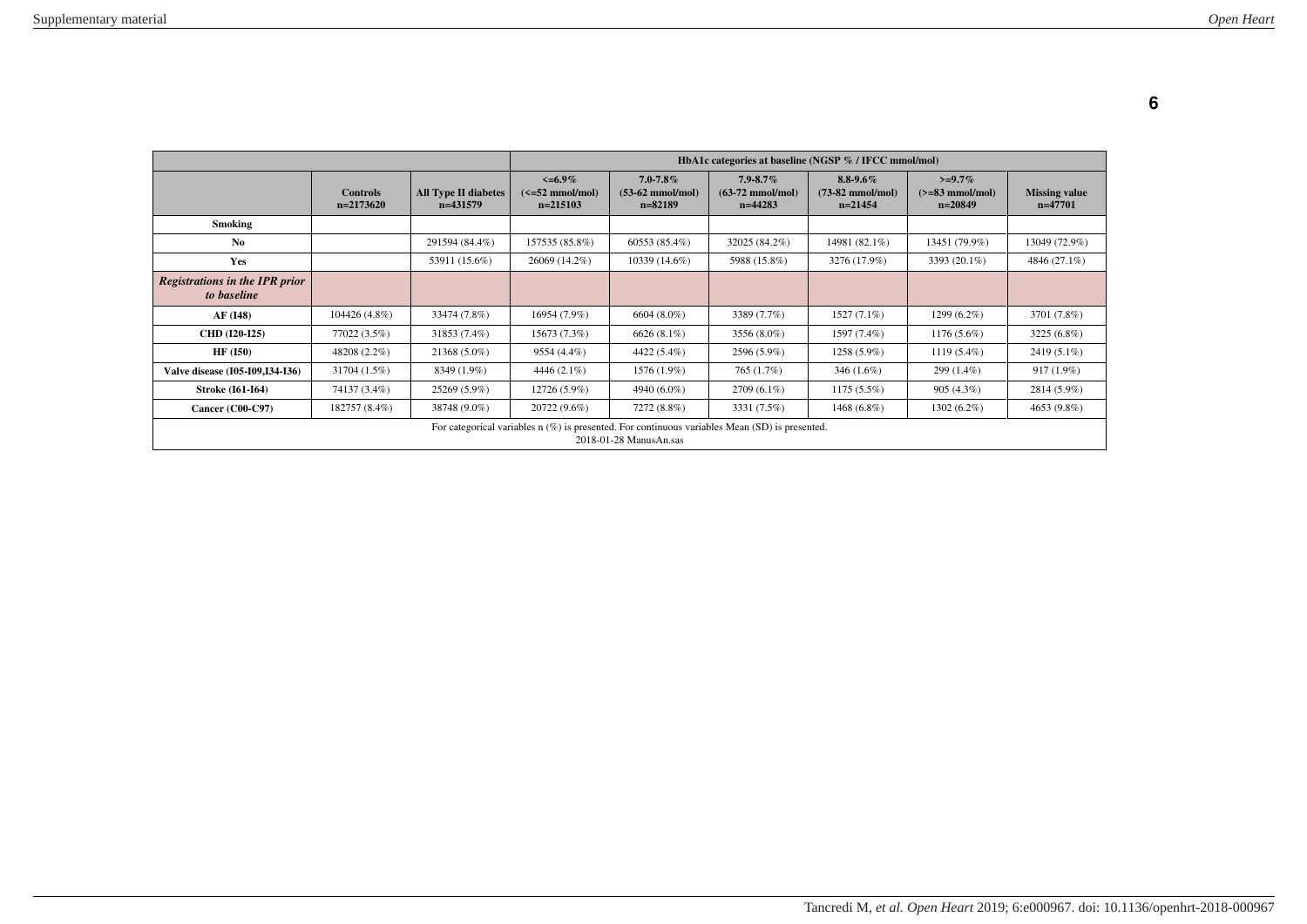| | | | HbA1c categories at baseline (NGSP % / IFCC mmol/mol) | | | | | |
|---|---|---|---|---|---|---|---|---|
| | **Controls n=2173620** | **All Type II diabetes n=431579** | **<=6.9% (<=52 mmol/mol) n=215103** | **7.0-7.8% (53-62 mmol/mol) n=82189** | **7.9-8.7% (63-72 mmol/mol) n=44283** | **8.8-9.6% (73-82 mmol/mol) n=21454** | **>=9.7% (>=83 mmol/mol) n=20849** | **Missing value n=47701** |
| **Smoking** | | | | | | | | |
| **No** | | 291594 (84.4%) | 157535 (85.8%) | 60553 (85.4%) | 32025 (84.2%) | 14981 (82.1%) | 13451 (79.9%) | 13049 (72.9%) |
| **Yes** | | 53911 (15.6%) | 26069 (14.2%) | 10339 (14.6%) | 5988 (15.8%) | 3276 (17.9%) | 3393 (20.1%) | 4846 (27.1%) |
| ***Registrations in the IPR prior to baseline*** | | | | | | | | |
| **AF (I48)** | 104426 (4.8%) | 33474 (7.8%) | 16954 (7.9%) | 6604 (8.0%) | 3389 (7.7%) | 1527 (7.1%) | 1299 (6.2%) | 3701 (7.8%) |
| **CHD (I20-I25)** | 77022 (3.5%) | 31853 (7.4%) | 15673 (7.3%) | 6626 (8.1%) | 3556 (8.0%) | 1597 (7.4%) | 1176 (5.6%) | 3225 (6.8%) |
| **HF (I50)** | 48208 (2.2%) | 21368 (5.0%) | 9554 (4.4%) | 4422 (5.4%) | 2596 (5.9%) | 1258 (5.9%) | 1119 (5.4%) | 2419 (5.1%) |
| **Valve disease (I05-I09,I34-I36)** | 31704 (1.5%) | 8349 (1.9%) | 4446 (2.1%) | 1576 (1.9%) | 765 (1.7%) | 346 (1.6%) | 299 (1.4%) | 917 (1.9%) |
| **Stroke (I61-I64)** | 74137 (3.4%) | 25269 (5.9%) | 12726 (5.9%) | 4940 (6.0%) | 2709 (6.1%) | 1175 (5.5%) | 905 (4.3%) | 2814 (5.9%) |
| **Cancer (C00-C97)** | 182757 (8.4%) | 38748 (9.0%) | 20722 (9.6%) | 7272 (8.8%) | 3331 (7.5%) | 1468 (6.8%) | 1302 (6.2%) | 4653 (9.8%) |

For categorical variables n (%) is presented. For continuous variables Mean (SD) is presented.
2018-01-28 ManusAn.sas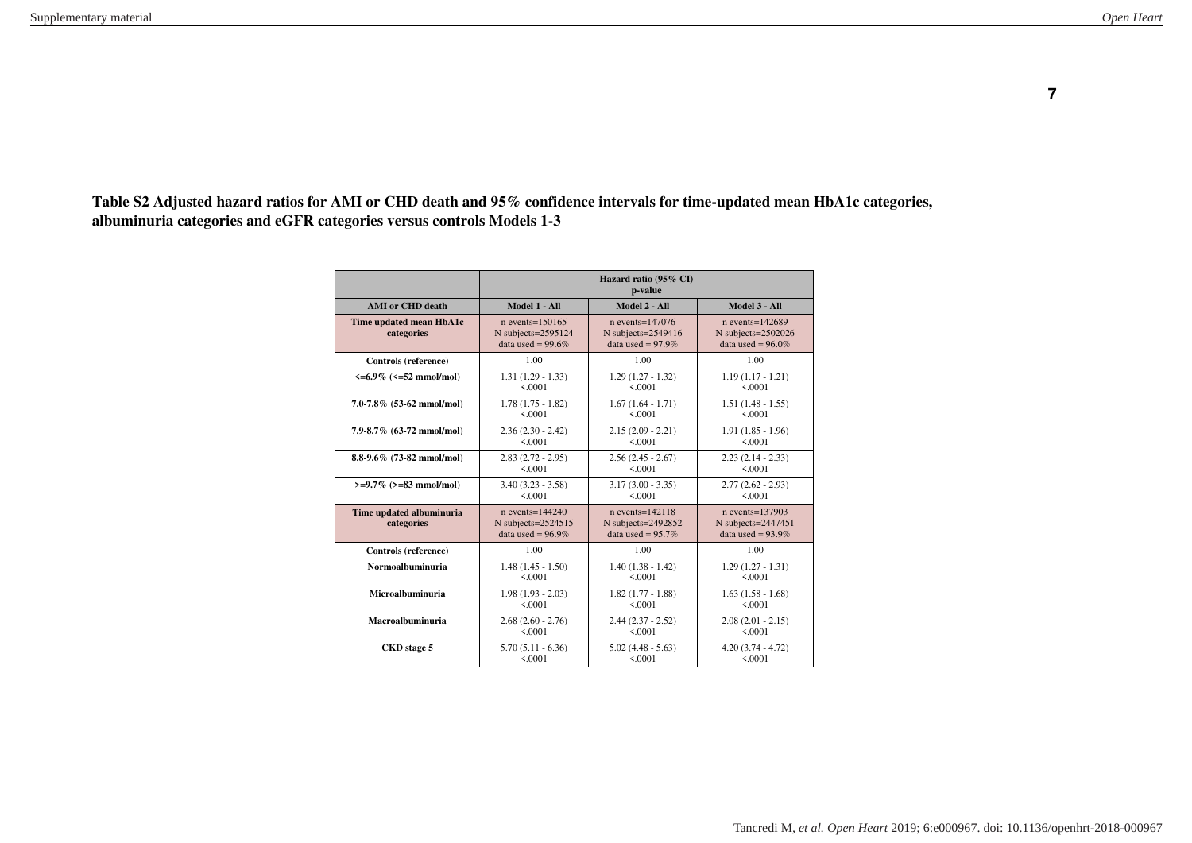**Table S2 Adjusted hazard ratios for AMI or CHD death and 95% confidence intervals for time-updated mean HbA1c categories, albuminuria categories and eGFR categories versus controls Models 1-3**

| | Hazard ratio (95% CI) p-value | | |
|---|---|---|---|
| **AMI or CHD death** | **Model 1 - All** | **Model 2 - All** | **Model 3 - All** |
| **Time updated mean HbA1c categories** | n events=150165 N subjects=2595124 data used = 99.6% | n events=147076 N subjects=2549416 data used = 97.9% | n events=142689 N subjects=2502026 data used = 96.0% |
| **Controls (reference)** | 1.00 | 1.00 | 1.00 |
| **<=6.9% (<=52 mmol/mol)** | 1.31 (1.29 - 1.33) <.0001 | 1.29 (1.27 - 1.32) <.0001 | 1.19 (1.17 - 1.21) <.0001 |
| **7.0-7.8% (53-62 mmol/mol)** | 1.78 (1.75 - 1.82) <.0001 | 1.67 (1.64 - 1.71) <.0001 | 1.51 (1.48 - 1.55) <.0001 |
| **7.9-8.7% (63-72 mmol/mol)** | 2.36 (2.30 - 2.42) <.0001 | 2.15 (2.09 - 2.21) <.0001 | 1.91 (1.85 - 1.96) <.0001 |
| **8.8-9.6% (73-82 mmol/mol)** | 2.83 (2.72 - 2.95) <.0001 | 2.56 (2.45 - 2.67) <.0001 | 2.23 (2.14 - 2.33) <.0001 |
| **>=9.7% (>=83 mmol/mol)** | 3.40 (3.23 - 3.58) <.0001 | 3.17 (3.00 - 3.35) <.0001 | 2.77 (2.62 - 2.93) <.0001 |
| **Time updated albuminuria categories** | n events=144240 N subjects=2524515 data used = 96.9% | n events=142118 N subjects=2492852 data used = 95.7% | n events=137903 N subjects=2447451 data used = 93.9% |
| **Controls (reference)** | 1.00 | 1.00 | 1.00 |
| **Normoalbuminuria** | 1.48 (1.45 - 1.50) <.0001 | 1.40 (1.38 - 1.42) <.0001 | 1.29 (1.27 - 1.31) <.0001 |
| **Microalbuminuria** | 1.98 (1.93 - 2.03) <.0001 | 1.82 (1.77 - 1.88) <.0001 | 1.63 (1.58 - 1.68) <.0001 |
| **Macroalbuminuria** | 2.68 (2.60 - 2.76) <.0001 | 2.44 (2.37 - 2.52) <.0001 | 2.08 (2.01 - 2.15) <.0001 |
| **CKD stage 5** | 5.70 (5.11 - 6.36) <.0001 | 5.02 (4.48 - 5.63) <.0001 | 4.20 (3.74 - 4.72) <.0001 |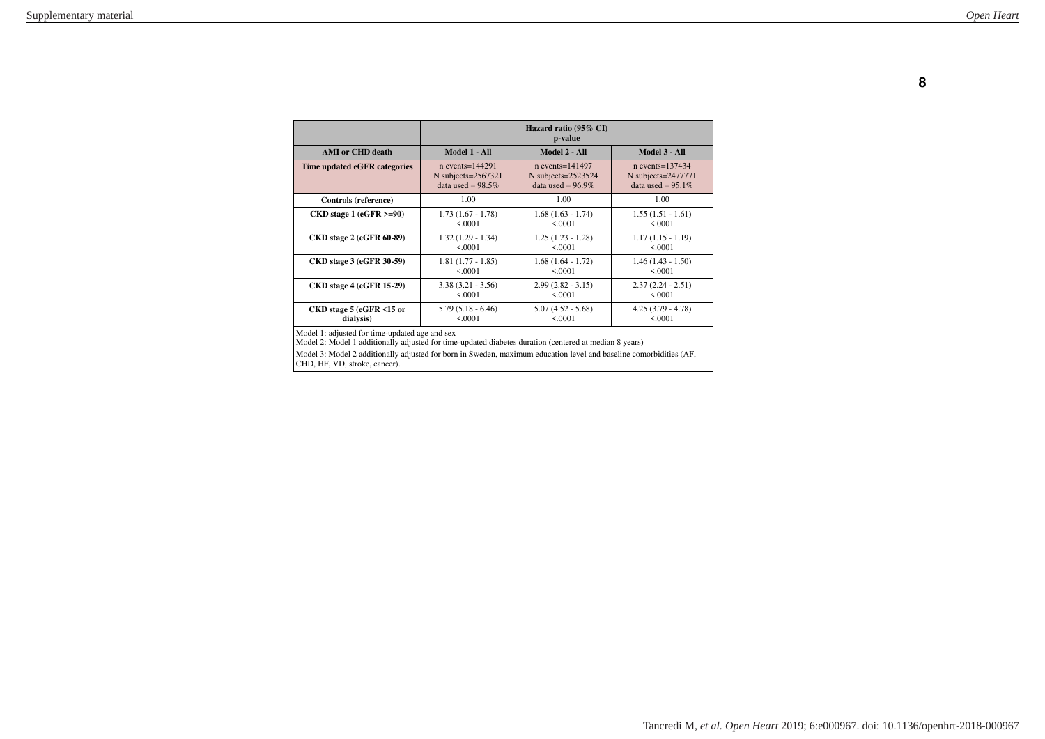| | Hazard ratio (95% CI) p-value | | |
|---|---|---|---|
| **AMI or CHD death** | **Model 1 - All** | **Model 2 - All** | **Model 3 - All** |
| **Time updated eGFR categories** | n events=144291 N subjects=2567321 data used = 98.5% | n events=141497 N subjects=2523524 data used = 96.9% | n events=137434 N subjects=2477771 data used = 95.1% |
| **Controls (reference)** | 1.00 | 1.00 | 1.00 |
| **CKD stage 1 (eGFR >=90)** | 1.73 (1.67 - 1.78) <.0001 | 1.68 (1.63 - 1.74) <.0001 | 1.55 (1.51 - 1.61) <.0001 |
| **CKD stage 2 (eGFR 60-89)** | 1.32 (1.29 - 1.34) <.0001 | 1.25 (1.23 - 1.28) <.0001 | 1.17 (1.15 - 1.19) <.0001 |
| **CKD stage 3 (eGFR 30-59)** | 1.81 (1.77 - 1.85) <.0001 | 1.68 (1.64 - 1.72) <.0001 | 1.46 (1.43 - 1.50) <.0001 |
| **CKD stage 4 (eGFR 15-29)** | 3.38 (3.21 - 3.56) <.0001 | 2.99 (2.82 - 3.15) <.0001 | 2.37 (2.24 - 2.51) <.0001 |
| **CKD stage 5 (eGFR <15 or dialysis)** | 5.79 (5.18 - 6.46) <.0001 | 5.07 (4.52 - 5.68) <.0001 | 4.25 (3.79 - 4.78) <.0001 |

Model 1: adjusted for time-updated age and sex
Model 2: Model 1 additionally adjusted for time-updated diabetes duration (centered at median 8 years)
Model 3: Model 2 additionally adjusted for born in Sweden, maximum education level and baseline comorbidities (AF, CHD, HF, VD, stroke, cancer).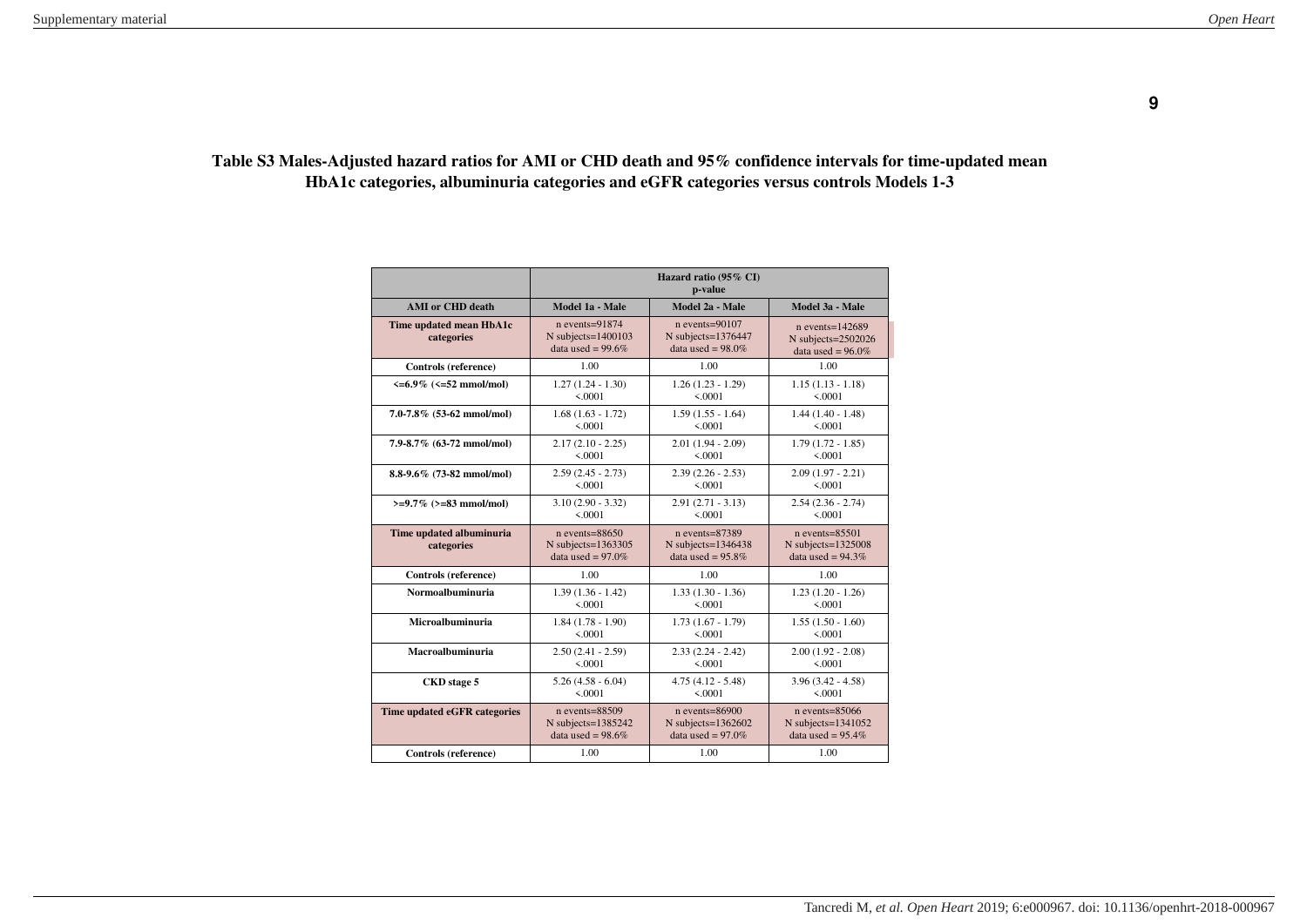**Table S3 Males-Adjusted hazard ratios for AMI or CHD death and 95% confidence intervals for time-updated mean HbA1c categories, albuminuria categories and eGFR categories versus controls Models 1-3**

| | Hazard ratio (95% CI) p-value | | |
|---|---|---|---|
| **AMI or CHD death** | **Model 1a - Male** | **Model 2a - Male** | **Model 3a - Male** |
| **Time updated mean HbA1c categories** | n events=91874 N subjects=1400103 data used = 99.6% | n events=90107 N subjects=1376447 data used = 98.0% | n events=142689 N subjects=2502026 data used = 96.0% |
| **Controls (reference)** | 1.00 | 1.00 | 1.00 |
| **<=6.9% (<=52 mmol/mol)** | 1.27 (1.24 - 1.30) <.0001 | 1.26 (1.23 - 1.29) <.0001 | 1.15 (1.13 - 1.18) <.0001 |
| **7.0-7.8% (53-62 mmol/mol)** | 1.68 (1.63 - 1.72) <.0001 | 1.59 (1.55 - 1.64) <.0001 | 1.44 (1.40 - 1.48) <.0001 |
| **7.9-8.7% (63-72 mmol/mol)** | 2.17 (2.10 - 2.25) <.0001 | 2.01 (1.94 - 2.09) <.0001 | 1.79 (1.72 - 1.85) <.0001 |
| **8.8-9.6% (73-82 mmol/mol)** | 2.59 (2.45 - 2.73) <.0001 | 2.39 (2.26 - 2.53) <.0001 | 2.09 (1.97 - 2.21) <.0001 |
| **>=9.7% (>=83 mmol/mol)** | 3.10 (2.90 - 3.32) <.0001 | 2.91 (2.71 - 3.13) <.0001 | 2.54 (2.36 - 2.74) <.0001 |
| **Time updated albuminuria categories** | n events=88650 N subjects=1363305 data used = 97.0% | n events=87389 N subjects=1346438 data used = 95.8% | n events=85501 N subjects=1325008 data used = 94.3% |
| **Controls (reference)** | 1.00 | 1.00 | 1.00 |
| **Normoalbuminuria** | 1.39 (1.36 - 1.42) <.0001 | 1.33 (1.30 - 1.36) <.0001 | 1.23 (1.20 - 1.26) <.0001 |
| **Microalbuminuria** | 1.84 (1.78 - 1.90) <.0001 | 1.73 (1.67 - 1.79) <.0001 | 1.55 (1.50 - 1.60) <.0001 |
| **Macroalbuminuria** | 2.50 (2.41 - 2.59) <.0001 | 2.33 (2.24 - 2.42) <.0001 | 2.00 (1.92 - 2.08) <.0001 |
| **CKD stage 5** | 5.26 (4.58 - 6.04) <.0001 | 4.75 (4.12 - 5.48) <.0001 | 3.96 (3.42 - 4.58) <.0001 |
| **Time updated eGFR categories** | n events=88509 N subjects=1385242 data used = 98.6% | n events=86900 N subjects=1362602 data used = 97.0% | n events=85066 N subjects=1341052 data used = 95.4% |
| **Controls (reference)** | 1.00 | 1.00 | 1.00 |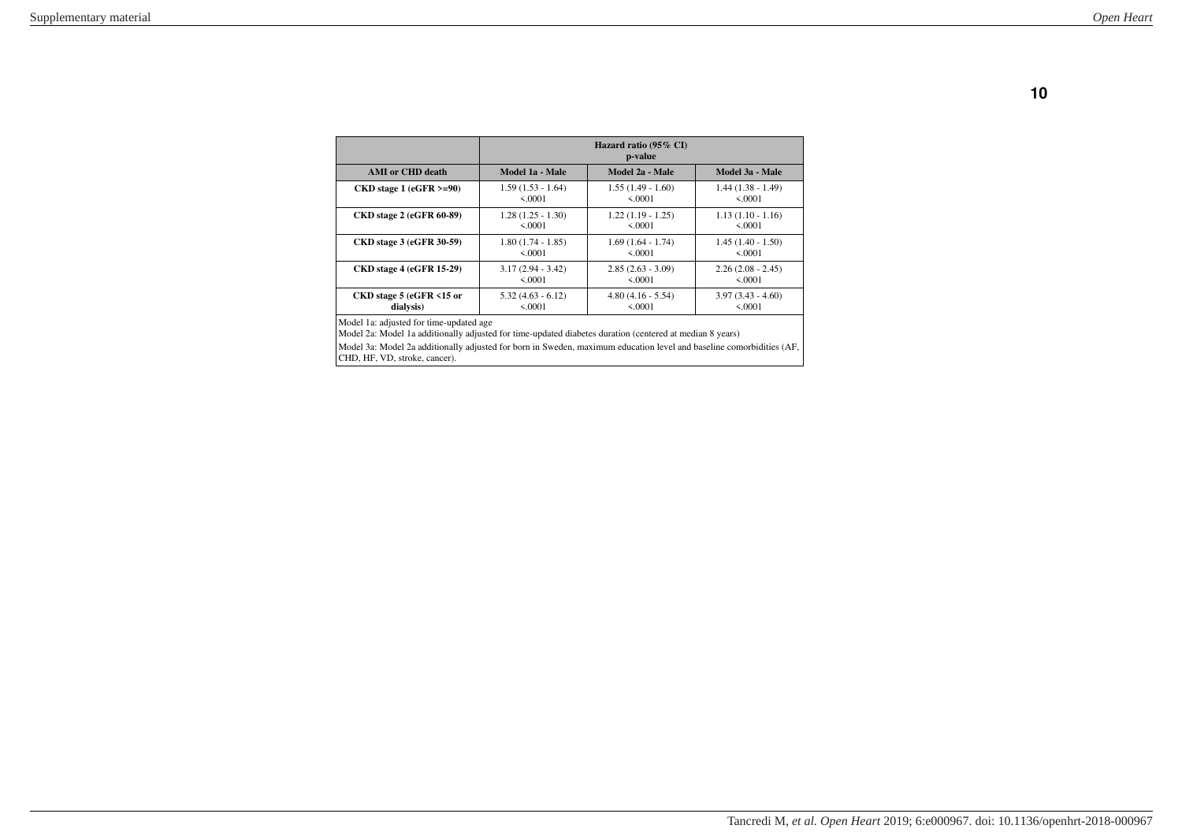**10**

| | Hazard ratio (95% CI) p-value | | |
|---|---|---|---|
| **AMI or CHD death** | **Model 1a - Male** | **Model 2a - Male** | **Model 3a - Male** |
| **CKD stage 1 (eGFR >=90)** | 1.59 (1.53 - 1.64) <.0001 | 1.55 (1.49 - 1.60) <.0001 | 1.44 (1.38 - 1.49) <.0001 |
| **CKD stage 2 (eGFR 60-89)** | 1.28 (1.25 - 1.30) <.0001 | 1.22 (1.19 - 1.25) <.0001 | 1.13 (1.10 - 1.16) <.0001 |
| **CKD stage 3 (eGFR 30-59)** | 1.80 (1.74 - 1.85) <.0001 | 1.69 (1.64 - 1.74) <.0001 | 1.45 (1.40 - 1.50) <.0001 |
| **CKD stage 4 (eGFR 15-29)** | 3.17 (2.94 - 3.42) <.0001 | 2.85 (2.63 - 3.09) <.0001 | 2.26 (2.08 - 2.45) <.0001 |
| **CKD stage 5 (eGFR <15 or dialysis)** | 5.32 (4.63 - 6.12) <.0001 | 4.80 (4.16 - 5.54) <.0001 | 3.97 (3.43 - 4.60) <.0001 |

Model 1a: adjusted for time-updated age
Model 2a: Model 1a additionally adjusted for time-updated diabetes duration (centered at median 8 years)
Model 3a: Model 2a additionally adjusted for born in Sweden, maximum education level and baseline comorbidities (AF, CHD, HF, VD, stroke, cancer).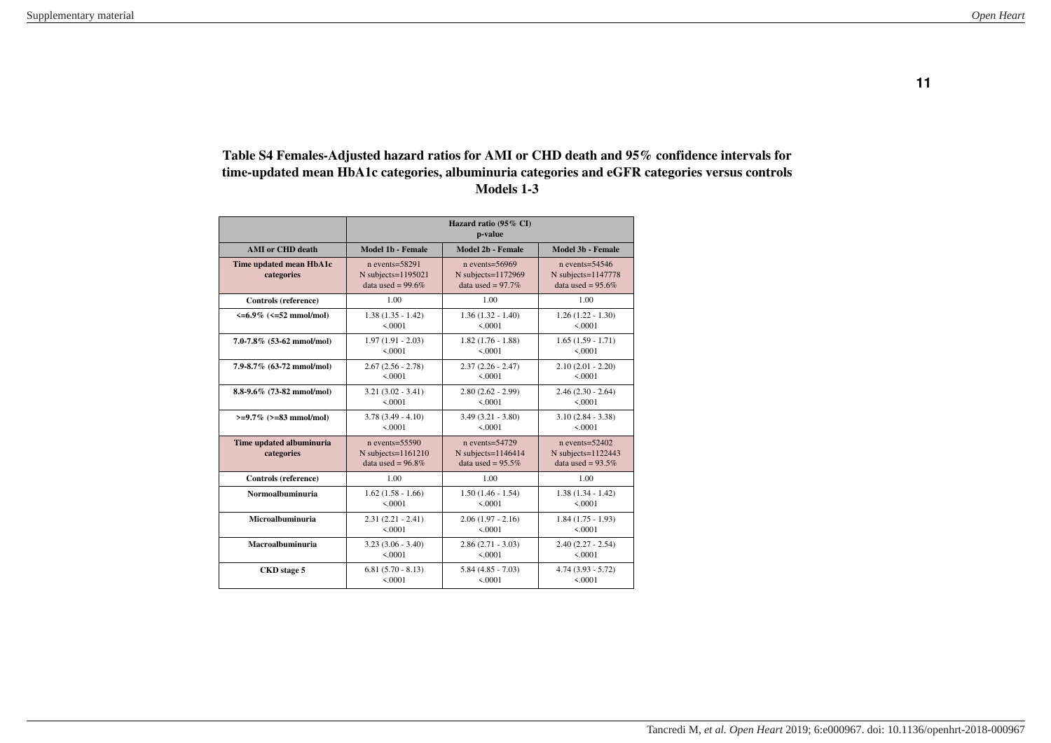**Table S4 Females-Adjusted hazard ratios for AMI or CHD death and 95% confidence intervals for time-updated mean HbA1c categories, albuminuria categories and eGFR categories versus controls Models 1-3**

| | Hazard ratio (95% CI) p-value | | |
|---|---|---|---|
| **AMI or CHD death** | **Model 1b - Female** | **Model 2b - Female** | **Model 3b - Female** |
| **Time updated mean HbA1c categories** | n events=58291 N subjects=1195021 data used = 99.6% | n events=56969 N subjects=1172969 data used = 97.7% | n events=54546 N subjects=1147778 data used = 95.6% |
| **Controls (reference)** | 1.00 | 1.00 | 1.00 |
| **<=6.9% (<=52 mmol/mol)** | 1.38 (1.35 - 1.42) <.0001 | 1.36 (1.32 - 1.40) <.0001 | 1.26 (1.22 - 1.30) <.0001 |
| **7.0-7.8% (53-62 mmol/mol)** | 1.97 (1.91 - 2.03) <.0001 | 1.82 (1.76 - 1.88) <.0001 | 1.65 (1.59 - 1.71) <.0001 |
| **7.9-8.7% (63-72 mmol/mol)** | 2.67 (2.56 - 2.78) <.0001 | 2.37 (2.26 - 2.47) <.0001 | 2.10 (2.01 - 2.20) <.0001 |
| **8.8-9.6% (73-82 mmol/mol)** | 3.21 (3.02 - 3.41) <.0001 | 2.80 (2.62 - 2.99) <.0001 | 2.46 (2.30 - 2.64) <.0001 |
| **>=9.7% (>=83 mmol/mol)** | 3.78 (3.49 - 4.10) <.0001 | 3.49 (3.21 - 3.80) <.0001 | 3.10 (2.84 - 3.38) <.0001 |
| **Time updated albuminuria categories** | n events=55590 N subjects=1161210 data used = 96.8% | n events=54729 N subjects=1146414 data used = 95.5% | n events=52402 N subjects=1122443 data used = 93.5% |
| **Controls (reference)** | 1.00 | 1.00 | 1.00 |
| **Normoalbuminuria** | 1.62 (1.58 - 1.66) <.0001 | 1.50 (1.46 - 1.54) <.0001 | 1.38 (1.34 - 1.42) <.0001 |
| **Microalbuminuria** | 2.31 (2.21 - 2.41) <.0001 | 2.06 (1.97 - 2.16) <.0001 | 1.84 (1.75 - 1.93) <.0001 |
| **Macroalbuminuria** | 3.23 (3.06 - 3.40) <.0001 | 2.86 (2.71 - 3.03) <.0001 | 2.40 (2.27 - 2.54) <.0001 |
| **CKD stage 5** | 6.81 (5.70 - 8.13) <.0001 | 5.84 (4.85 - 7.03) <.0001 | 4.74 (3.93 - 5.72) <.0001 |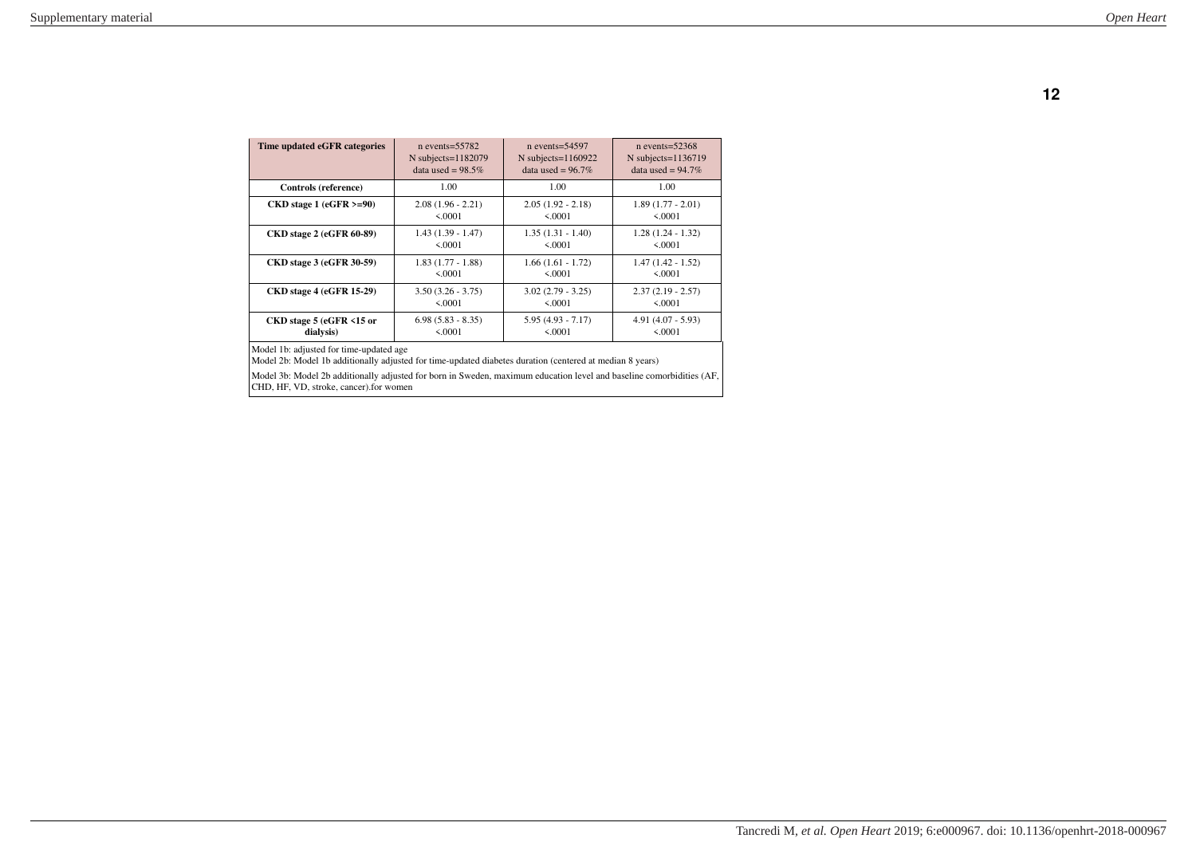| Time updated eGFR categories | n events=55782<br>N subjects=1182079<br>data used = 98.5% | n events=54597<br>N subjects=1160922<br>data used = 96.7% | n events=52368<br>N subjects=1136719<br>data used = 94.7% |
|---|---|---|---|
| **Controls (reference)** | 1.00 | 1.00 | 1.00 |
| **CKD stage 1 (eGFR >=90)** | 2.08 (1.96 - 2.21)<br><.0001 | 2.05 (1.92 - 2.18)<br><.0001 | 1.89 (1.77 - 2.01)<br><.0001 |
| **CKD stage 2 (eGFR 60-89)** | 1.43 (1.39 - 1.47)<br><.0001 | 1.35 (1.31 - 1.40)<br><.0001 | 1.28 (1.24 - 1.32)<br><.0001 |
| **CKD stage 3 (eGFR 30-59)** | 1.83 (1.77 - 1.88)<br><.0001 | 1.66 (1.61 - 1.72)<br><.0001 | 1.47 (1.42 - 1.52)<br><.0001 |
| **CKD stage 4 (eGFR 15-29)** | 3.50 (3.26 - 3.75)<br><.0001 | 3.02 (2.79 - 3.25)<br><.0001 | 2.37 (2.19 - 2.57)<br><.0001 |
| **CKD stage 5 (eGFR <15 or dialysis)** | 6.98 (5.83 - 8.35)<br><.0001 | 5.95 (4.93 - 7.17)<br><.0001 | 4.91 (4.07 - 5.93)<br><.0001 |

Model 1b: adjusted for time-updated age
Model 2b: Model 1b additionally adjusted for time-updated diabetes duration (centered at median 8 years)

Model 3b: Model 2b additionally adjusted for born in Sweden, maximum education level and baseline comorbidities (AF, CHD, HF, VD, stroke, cancer).for women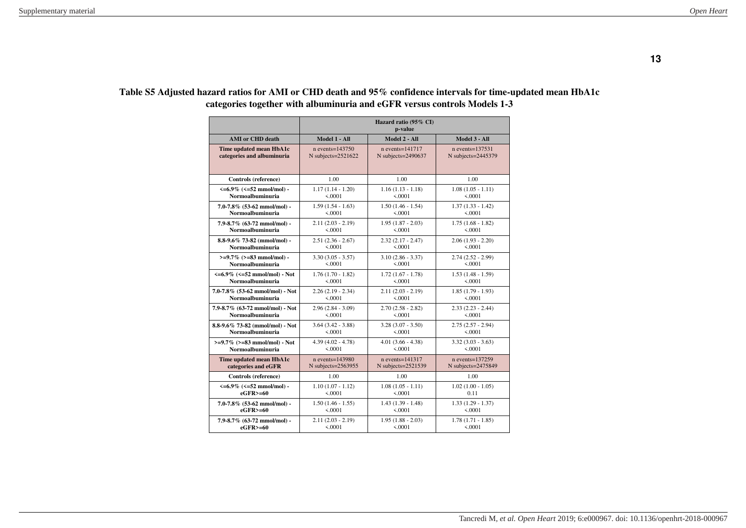**Table S5 Adjusted hazard ratios for AMI or CHD death and 95% confidence intervals for time-updated mean HbA1c categories together with albuminuria and eGFR versus controls Models 1-3**

| | Hazard ratio (95% CI) p-value | | |
|---|---|---|---|
| **AMI or CHD death** | **Model 1 - All** | **Model 2 - All** | **Model 3 - All** |
| **Time updated mean HbA1c categories and albuminuria** | n events=143750 N subjects=2521622 | n events=141717 N subjects=2490637 | n events=137531 N subjects=2445379 |
| **Controls (reference)** | 1.00 | 1.00 | 1.00 |
| **<=6.9% (<=52 mmol/mol) - Normoalbuminuria** | 1.17 (1.14 - 1.20) <.0001 | 1.16 (1.13 - 1.18) <.0001 | 1.08 (1.05 - 1.11) <.0001 |
| **7.0-7.8% (53-62 mmol/mol) - Normoalbuminuria** | 1.59 (1.54 - 1.63) <.0001 | 1.50 (1.46 - 1.54) <.0001 | 1.37 (1.33 - 1.42) <.0001 |
| **7.9-8.7% (63-72 mmol/mol) - Normoalbuminuria** | 2.11 (2.03 - 2.19) <.0001 | 1.95 (1.87 - 2.03) <.0001 | 1.75 (1.68 - 1.82) <.0001 |
| **8.8-9.6% 73-82 (mmol/mol) - Normoalbuminuria** | 2.51 (2.36 - 2.67) <.0001 | 2.32 (2.17 - 2.47) <.0001 | 2.06 (1.93 - 2.20) <.0001 |
| **>=9.7% (>=83 mmol/mol) - Normoalbuminuria** | 3.30 (3.05 - 3.57) <.0001 | 3.10 (2.86 - 3.37) <.0001 | 2.74 (2.52 - 2.99) <.0001 |
| **<=6.9% (<=52 mmol/mol) - Not Normoalbuminuria** | 1.76 (1.70 - 1.82) <.0001 | 1.72 (1.67 - 1.78) <.0001 | 1.53 (1.48 - 1.59) <.0001 |
| **7.0-7.8% (53-62 mmol/mol) - Not Normoalbuminuria** | 2.26 (2.19 - 2.34) <.0001 | 2.11 (2.03 - 2.19) <.0001 | 1.85 (1.79 - 1.93) <.0001 |
| **7.9-8.7% (63-72 mmol/mol) - Not Normoalbuminuria** | 2.96 (2.84 - 3.09) <.0001 | 2.70 (2.58 - 2.82) <.0001 | 2.33 (2.23 - 2.44) <.0001 |
| **8.8-9.6% 73-82 (mmol/mol) - Not Normoalbuminuria** | 3.64 (3.42 - 3.88) <.0001 | 3.28 (3.07 - 3.50) <.0001 | 2.75 (2.57 - 2.94) <.0001 |
| **>=9.7% (>=83 mmol/mol) - Not Normoalbuminuria** | 4.39 (4.02 - 4.78) <.0001 | 4.01 (3.66 - 4.38) <.0001 | 3.32 (3.03 - 3.63) <.0001 |
| **Time updated mean HbA1c categories and eGFR** | n events=143980 N subjects=2563955 | n events=141317 N subjects=2521539 | n events=137259 N subjects=2475849 |
| **Controls (reference)** | 1.00 | 1.00 | 1.00 |
| **<=6.9% (<=52 mmol/mol) - eGFR>=60** | 1.10 (1.07 - 1.12) <.0001 | 1.08 (1.05 - 1.11) <.0001 | 1.02 (1.00 - 1.05) 0.11 |
| **7.0-7.8% (53-62 mmol/mol) - eGFR>=60** | 1.50 (1.46 - 1.55) <.0001 | 1.43 (1.39 - 1.48) <.0001 | 1.33 (1.29 - 1.37) <.0001 |
| **7.9-8.7% (63-72 mmol/mol) - eGFR>=60** | 2.11 (2.03 - 2.19) <.0001 | 1.95 (1.88 - 2.03) <.0001 | 1.78 (1.71 - 1.85) <.0001 |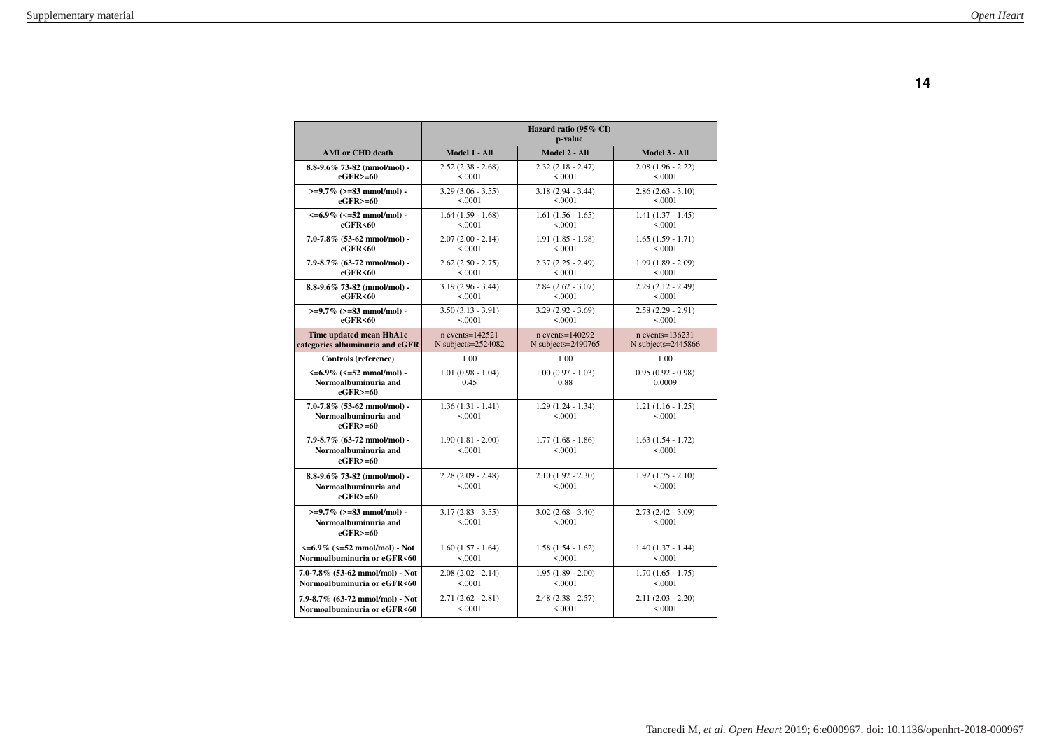| | Hazard ratio (95% CI) p-value | | |
|---|---|---|---|
| **AMI or CHD death** | **Model 1 - All** | **Model 2 - All** | **Model 3 - All** |
| **8.8-9.6% 73-82 (mmol/mol) - eGFR>=60** | 2.52 (2.38 - 2.68) <.0001 | 2.32 (2.18 - 2.47) <.0001 | 2.08 (1.96 - 2.22) <.0001 |
| **>=9.7% (>=83 mmol/mol) - eGFR>=60** | 3.29 (3.06 - 3.55) <.0001 | 3.18 (2.94 - 3.44) <.0001 | 2.86 (2.63 - 3.10) <.0001 |
| **<=6.9% (<=52 mmol/mol) - eGFR<60** | 1.64 (1.59 - 1.68) <.0001 | 1.61 (1.56 - 1.65) <.0001 | 1.41 (1.37 - 1.45) <.0001 |
| **7.0-7.8% (53-62 mmol/mol) - eGFR<60** | 2.07 (2.00 - 2.14) <.0001 | 1.91 (1.85 - 1.98) <.0001 | 1.65 (1.59 - 1.71) <.0001 |
| **7.9-8.7% (63-72 mmol/mol) - eGFR<60** | 2.62 (2.50 - 2.75) <.0001 | 2.37 (2.25 - 2.49) <.0001 | 1.99 (1.89 - 2.09) <.0001 |
| **8.8-9.6% 73-82 (mmol/mol) - eGFR<60** | 3.19 (2.96 - 3.44) <.0001 | 2.84 (2.62 - 3.07) <.0001 | 2.29 (2.12 - 2.49) <.0001 |
| **>=9.7% (>=83 mmol/mol) - eGFR<60** | 3.50 (3.13 - 3.91) <.0001 | 3.29 (2.92 - 3.69) <.0001 | 2.58 (2.29 - 2.91) <.0001 |
| **Time updated mean HbA1c categories albuminuria and eGFR** | n events=142521 N subjects=2524082 | n events=140292 N subjects=2490765 | n events=136231 N subjects=2445866 |
| **Controls (reference)** | 1.00 | 1.00 | 1.00 |
| **<=6.9% (<=52 mmol/mol) - Normoalbuminuria and eGFR>=60** | 1.01 (0.98 - 1.04) 0.45 | 1.00 (0.97 - 1.03) 0.88 | 0.95 (0.92 - 0.98) 0.0009 |
| **7.0-7.8% (53-62 mmol/mol) - Normoalbuminuria and eGFR>=60** | 1.36 (1.31 - 1.41) <.0001 | 1.29 (1.24 - 1.34) <.0001 | 1.21 (1.16 - 1.25) <.0001 |
| **7.9-8.7% (63-72 mmol/mol) - Normoalbuminuria and eGFR>=60** | 1.90 (1.81 - 2.00) <.0001 | 1.77 (1.68 - 1.86) <.0001 | 1.63 (1.54 - 1.72) <.0001 |
| **8.8-9.6% 73-82 (mmol/mol) - Normoalbuminuria and eGFR>=60** | 2.28 (2.09 - 2.48) <.0001 | 2.10 (1.92 - 2.30) <.0001 | 1.92 (1.75 - 2.10) <.0001 |
| **>=9.7% (>=83 mmol/mol) - Normoalbuminuria and eGFR>=60** | 3.17 (2.83 - 3.55) <.0001 | 3.02 (2.68 - 3.40) <.0001 | 2.73 (2.42 - 3.09) <.0001 |
| **<=6.9% (<=52 mmol/mol) - Not Normoalbuminuria or eGFR<60** | 1.60 (1.57 - 1.64) <.0001 | 1.58 (1.54 - 1.62) <.0001 | 1.40 (1.37 - 1.44) <.0001 |
| **7.0-7.8% (53-62 mmol/mol) - Not Normoalbuminuria or eGFR<60** | 2.08 (2.02 - 2.14) <.0001 | 1.95 (1.89 - 2.00) <.0001 | 1.70 (1.65 - 1.75) <.0001 |
| **7.9-8.7% (63-72 mmol/mol) - Not Normoalbuminuria or eGFR<60** | 2.71 (2.62 - 2.81) <.0001 | 2.48 (2.38 - 2.57) <.0001 | 2.11 (2.03 - 2.20) <.0001 |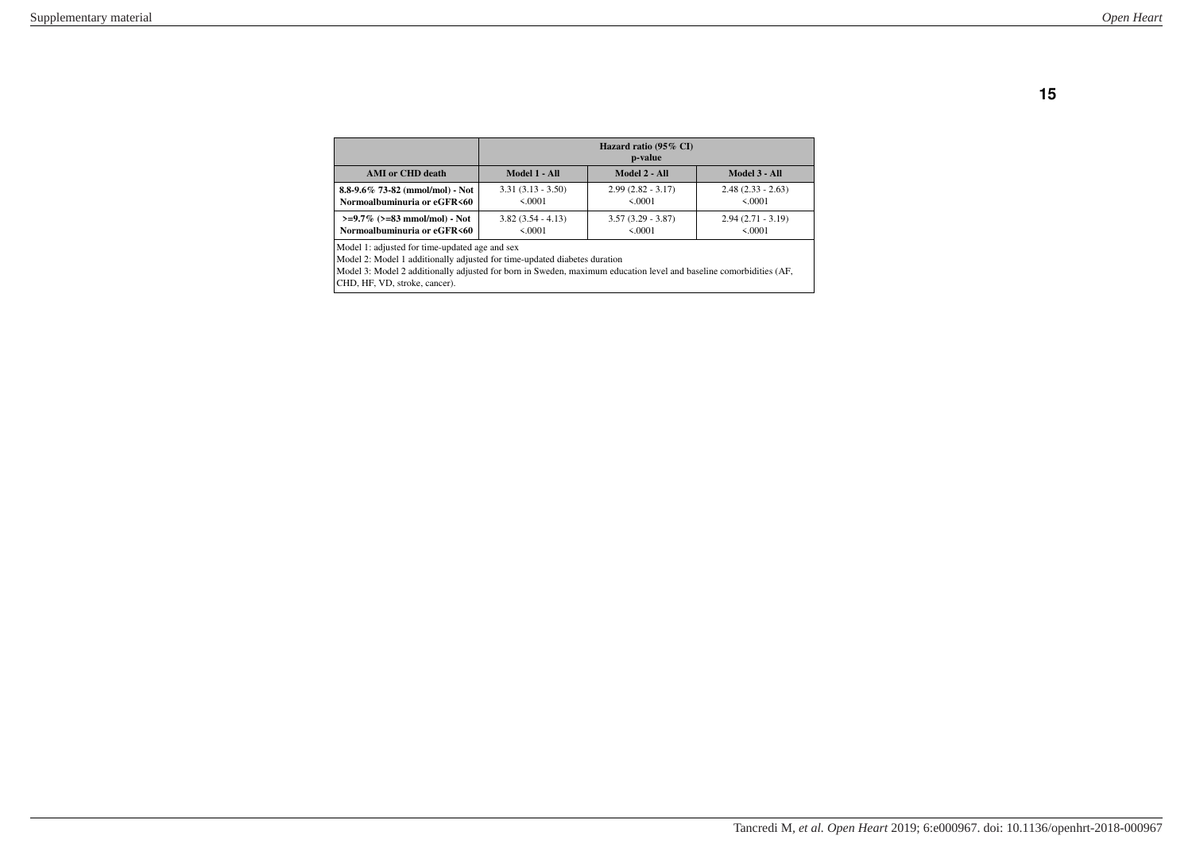| | Hazard ratio (95% CI) p-value | | |
|---|---|---|---|
| **AMI or CHD death** | **Model 1 - All** | **Model 2 - All** | **Model 3 - All** |
| **8.8-9.6% 73-82 (mmol/mol) - Not Normoalbuminuria or eGFR<60** | 3.31 (3.13 - 3.50) <.0001 | 2.99 (2.82 - 3.17) <.0001 | 2.48 (2.33 - 2.63) <.0001 |
| **>=9.7% (>=83 mmol/mol) - Not Normoalbuminuria or eGFR<60** | 3.82 (3.54 - 4.13) <.0001 | 3.57 (3.29 - 3.87) <.0001 | 2.94 (2.71 - 3.19) <.0001 |

Model 1: adjusted for time-updated age and sex
Model 2: Model 1 additionally adjusted for time-updated diabetes duration
Model 3: Model 2 additionally adjusted for born in Sweden, maximum education level and baseline comorbidities (AF, CHD, HF, VD, stroke, cancer).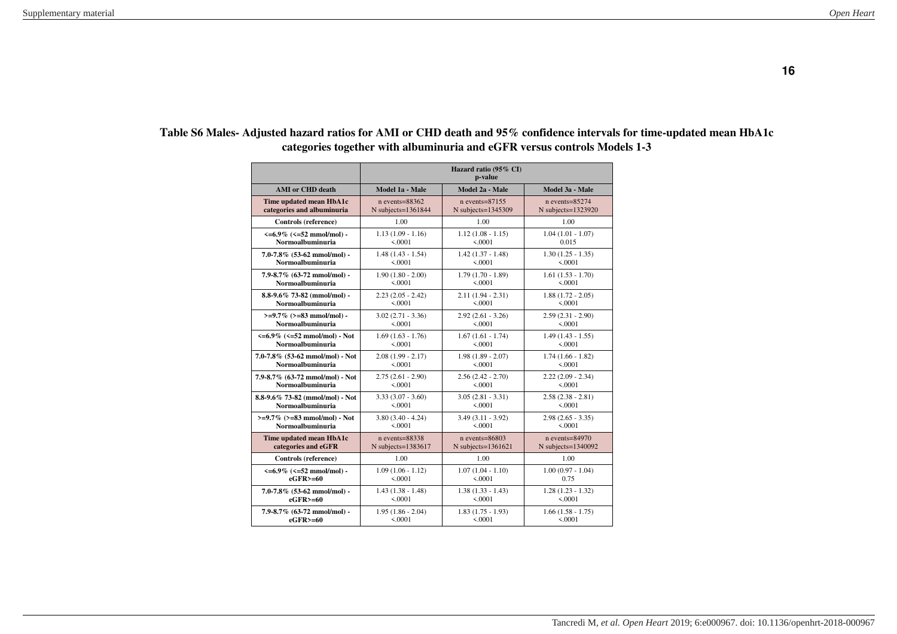**Table S6 Males- Adjusted hazard ratios for AMI or CHD death and 95% confidence intervals for time-updated mean HbA1c categories together with albuminuria and eGFR versus controls Models 1-3**

| | Hazard ratio (95% CI) p-value | | |
|---|---|---|---|
| **AMI or CHD death** | **Model 1a - Male** | **Model 2a - Male** | **Model 3a - Male** |
| **Time updated mean HbA1c categories and albuminuria** | n events=88362 N subjects=1361844 | n events=87155 N subjects=1345309 | n events=85274 N subjects=1323920 |
| **Controls (reference)** | 1.00 | 1.00 | 1.00 |
| **<=6.9% (<=52 mmol/mol) - Normoalbuminuria** | 1.13 (1.09 - 1.16) <.0001 | 1.12 (1.08 - 1.15) <.0001 | 1.04 (1.01 - 1.07) 0.015 |
| **7.0-7.8% (53-62 mmol/mol) - Normoalbuminuria** | 1.48 (1.43 - 1.54) <.0001 | 1.42 (1.37 - 1.48) <.0001 | 1.30 (1.25 - 1.35) <.0001 |
| **7.9-8.7% (63-72 mmol/mol) - Normoalbuminuria** | 1.90 (1.80 - 2.00) <.0001 | 1.79 (1.70 - 1.89) <.0001 | 1.61 (1.53 - 1.70) <.0001 |
| **8.8-9.6% 73-82 (mmol/mol) - Normoalbuminuria** | 2.23 (2.05 - 2.42) <.0001 | 2.11 (1.94 - 2.31) <.0001 | 1.88 (1.72 - 2.05) <.0001 |
| **>=9.7% (>=83 mmol/mol) - Normoalbuminuria** | 3.02 (2.71 - 3.36) <.0001 | 2.92 (2.61 - 3.26) <.0001 | 2.59 (2.31 - 2.90) <.0001 |
| **<=6.9% (<=52 mmol/mol) - Not Normoalbuminuria** | 1.69 (1.63 - 1.76) <.0001 | 1.67 (1.61 - 1.74) <.0001 | 1.49 (1.43 - 1.55) <.0001 |
| **7.0-7.8% (53-62 mmol/mol) - Not Normoalbuminuria** | 2.08 (1.99 - 2.17) <.0001 | 1.98 (1.89 - 2.07) <.0001 | 1.74 (1.66 - 1.82) <.0001 |
| **7.9-8.7% (63-72 mmol/mol) - Not Normoalbuminuria** | 2.75 (2.61 - 2.90) <.0001 | 2.56 (2.42 - 2.70) <.0001 | 2.22 (2.09 - 2.34) <.0001 |
| **8.8-9.6% 73-82 (mmol/mol) - Not Normoalbuminuria** | 3.33 (3.07 - 3.60) <.0001 | 3.05 (2.81 - 3.31) <.0001 | 2.58 (2.38 - 2.81) <.0001 |
| **>=9.7% (>=83 mmol/mol) - Not Normoalbuminuria** | 3.80 (3.40 - 4.24) <.0001 | 3.49 (3.11 - 3.92) <.0001 | 2.98 (2.65 - 3.35) <.0001 |
| **Time updated mean HbA1c categories and eGFR** | n events=88338 N subjects=1383617 | n events=86803 N subjects=1361621 | n events=84970 N subjects=1340092 |
| **Controls (reference)** | 1.00 | 1.00 | 1.00 |
| **<=6.9% (<=52 mmol/mol) - eGFR>=60** | 1.09 (1.06 - 1.12) <.0001 | 1.07 (1.04 - 1.10) <.0001 | 1.00 (0.97 - 1.04) 0.75 |
| **7.0-7.8% (53-62 mmol/mol) - eGFR>=60** | 1.43 (1.38 - 1.48) <.0001 | 1.38 (1.33 - 1.43) <.0001 | 1.28 (1.23 - 1.32) <.0001 |
| **7.9-8.7% (63-72 mmol/mol) - eGFR>=60** | 1.95 (1.86 - 2.04) <.0001 | 1.83 (1.75 - 1.93) <.0001 | 1.66 (1.58 - 1.75) <.0001 |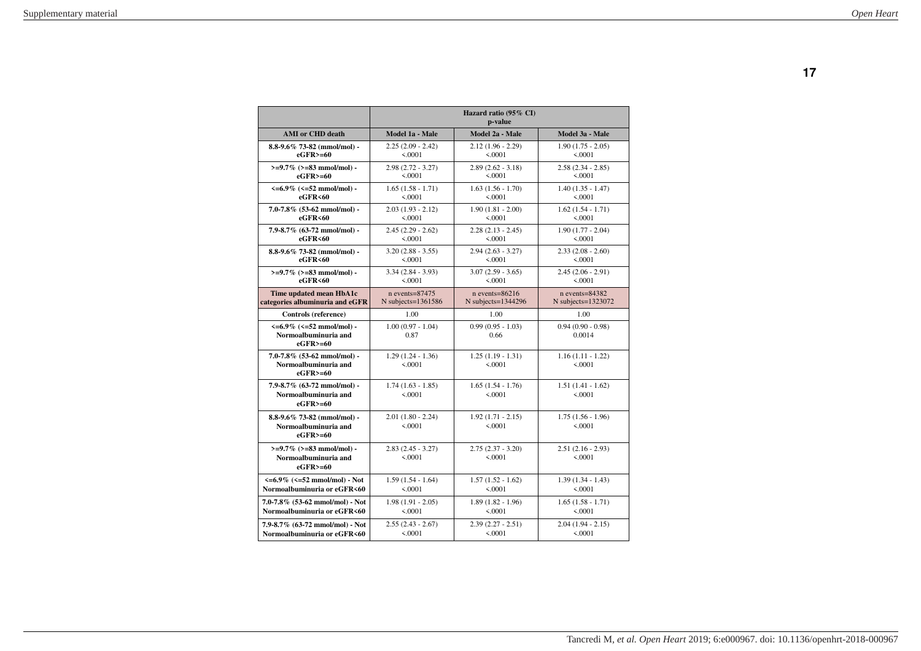| | Hazard ratio (95% CI) p-value | | |
|---|---|---|---|
| **AMI or CHD death** | **Model 1a - Male** | **Model 2a - Male** | **Model 3a - Male** |
| **8.8-9.6% 73-82 (mmol/mol) - eGFR>=60** | 2.25 (2.09 - 2.42) <.0001 | 2.12 (1.96 - 2.29) <.0001 | 1.90 (1.75 - 2.05) <.0001 |
| **>=9.7% (>=83 mmol/mol) - eGFR>=60** | 2.98 (2.72 - 3.27) <.0001 | 2.89 (2.62 - 3.18) <.0001 | 2.58 (2.34 - 2.85) <.0001 |
| **<=6.9% (<=52 mmol/mol) - eGFR<60** | 1.65 (1.58 - 1.71) <.0001 | 1.63 (1.56 - 1.70) <.0001 | 1.40 (1.35 - 1.47) <.0001 |
| **7.0-7.8% (53-62 mmol/mol) - eGFR<60** | 2.03 (1.93 - 2.12) <.0001 | 1.90 (1.81 - 2.00) <.0001 | 1.62 (1.54 - 1.71) <.0001 |
| **7.9-8.7% (63-72 mmol/mol) - eGFR<60** | 2.45 (2.29 - 2.62) <.0001 | 2.28 (2.13 - 2.45) <.0001 | 1.90 (1.77 - 2.04) <.0001 |
| **8.8-9.6% 73-82 (mmol/mol) - eGFR<60** | 3.20 (2.88 - 3.55) <.0001 | 2.94 (2.63 - 3.27) <.0001 | 2.33 (2.08 - 2.60) <.0001 |
| **>=9.7% (>=83 mmol/mol) - eGFR<60** | 3.34 (2.84 - 3.93) <.0001 | 3.07 (2.59 - 3.65) <.0001 | 2.45 (2.06 - 2.91) <.0001 |
| **Time updated mean HbA1c categories albuminuria and eGFR** | n events=87475 N subjects=1361586 | n events=86216 N subjects=1344296 | n events=84382 N subjects=1323072 |
| **Controls (reference)** | 1.00 | 1.00 | 1.00 |
| **<=6.9% (<=52 mmol/mol) - Normoalbuminuria and eGFR>=60** | 1.00 (0.97 - 1.04) 0.87 | 0.99 (0.95 - 1.03) 0.66 | 0.94 (0.90 - 0.98) 0.0014 |
| **7.0-7.8% (53-62 mmol/mol) - Normoalbuminuria and eGFR>=60** | 1.29 (1.24 - 1.36) <.0001 | 1.25 (1.19 - 1.31) <.0001 | 1.16 (1.11 - 1.22) <.0001 |
| **7.9-8.7% (63-72 mmol/mol) - Normoalbuminuria and eGFR>=60** | 1.74 (1.63 - 1.85) <.0001 | 1.65 (1.54 - 1.76) <.0001 | 1.51 (1.41 - 1.62) <.0001 |
| **8.8-9.6% 73-82 (mmol/mol) - Normoalbuminuria and eGFR>=60** | 2.01 (1.80 - 2.24) <.0001 | 1.92 (1.71 - 2.15) <.0001 | 1.75 (1.56 - 1.96) <.0001 |
| **>=9.7% (>=83 mmol/mol) - Normoalbuminuria and eGFR>=60** | 2.83 (2.45 - 3.27) <.0001 | 2.75 (2.37 - 3.20) <.0001 | 2.51 (2.16 - 2.93) <.0001 |
| **<=6.9% (<=52 mmol/mol) - Not Normoalbuminuria or eGFR<60** | 1.59 (1.54 - 1.64) <.0001 | 1.57 (1.52 - 1.62) <.0001 | 1.39 (1.34 - 1.43) <.0001 |
| **7.0-7.8% (53-62 mmol/mol) - Not Normoalbuminuria or eGFR<60** | 1.98 (1.91 - 2.05) <.0001 | 1.89 (1.82 - 1.96) <.0001 | 1.65 (1.58 - 1.71) <.0001 |
| **7.9-8.7% (63-72 mmol/mol) - Not Normoalbuminuria or eGFR<60** | 2.55 (2.43 - 2.67) <.0001 | 2.39 (2.27 - 2.51) <.0001 | 2.04 (1.94 - 2.15) <.0001 |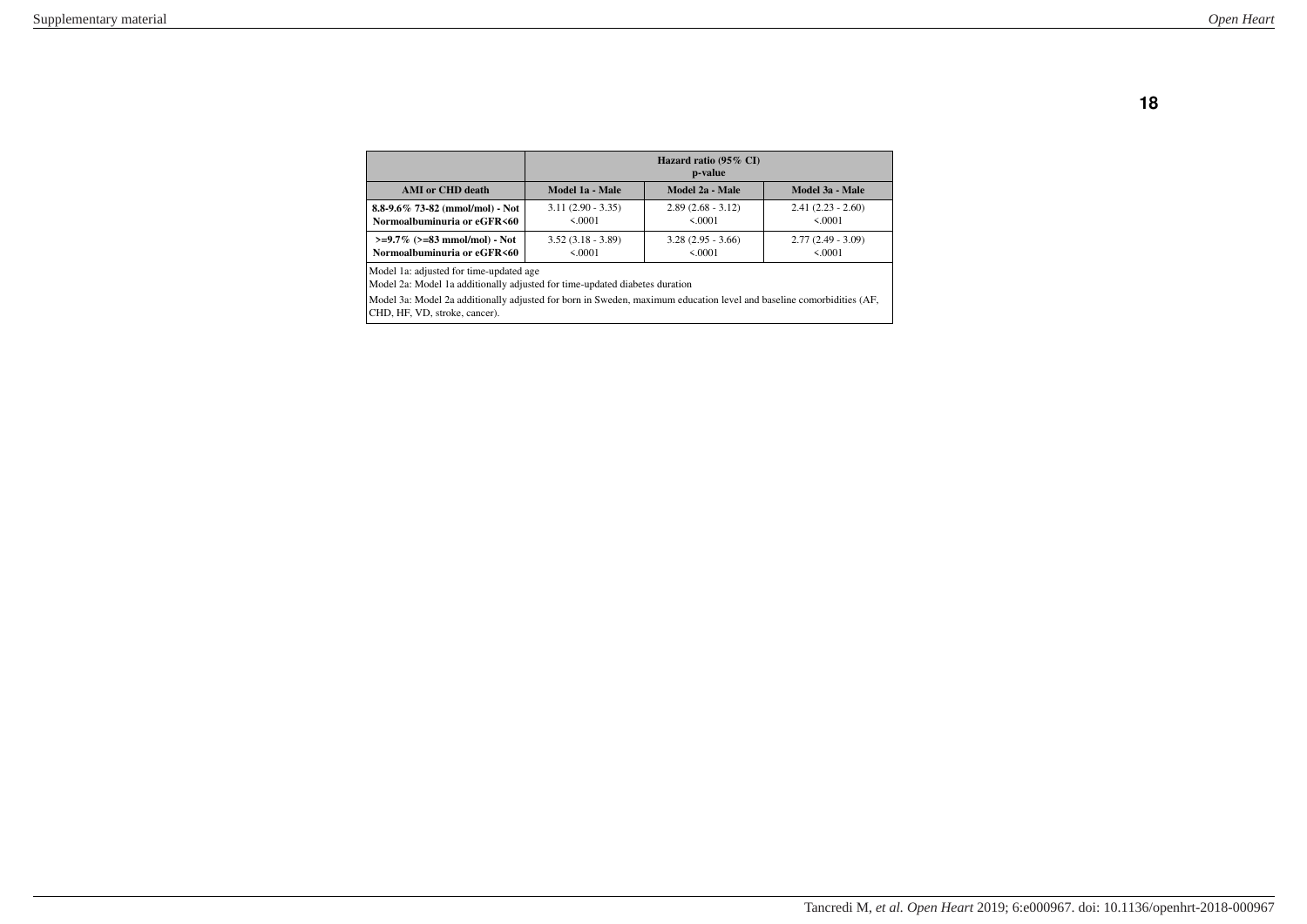| | Hazard ratio (95% CI) p-value | | |
|---|---|---|---|
| **AMI or CHD death** | **Model 1a - Male** | **Model 2a - Male** | **Model 3a - Male** |
| **8.8-9.6% 73-82 (mmol/mol) - Not Normoalbuminuria or eGFR<60** | 3.11 (2.90 - 3.35) <.0001 | 2.89 (2.68 - 3.12) <.0001 | 2.41 (2.23 - 2.60) <.0001 |
| **>=9.7% (>=83 mmol/mol) - Not Normoalbuminuria or eGFR<60** | 3.52 (3.18 - 3.89) <.0001 | 3.28 (2.95 - 3.66) <.0001 | 2.77 (2.49 - 3.09) <.0001 |

Model 1a: adjusted for time-updated age

Model 2a: Model 1a additionally adjusted for time-updated diabetes duration

Model 3a: Model 2a additionally adjusted for born in Sweden, maximum education level and baseline comorbidities (AF, CHD, HF, VD, stroke, cancer).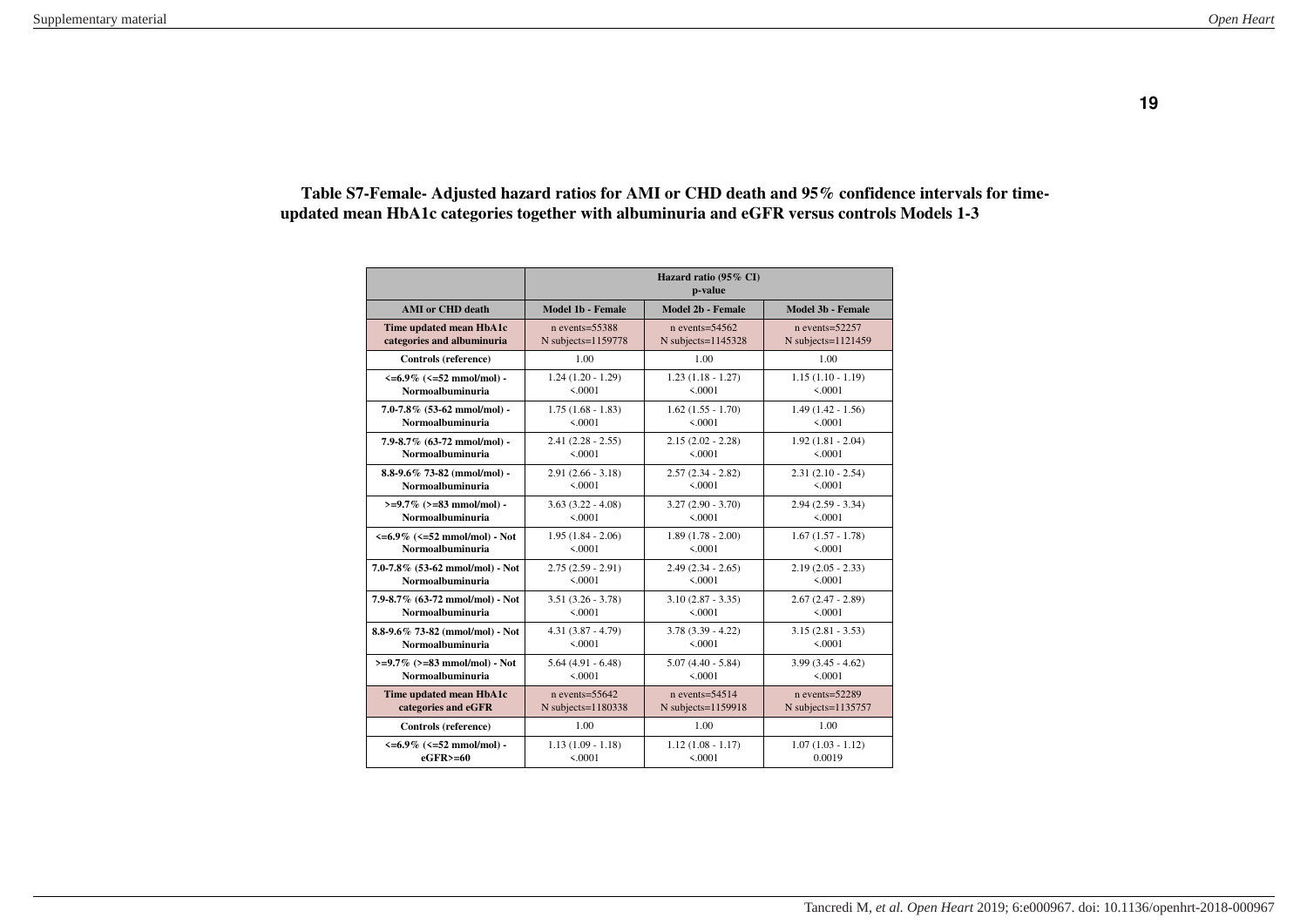**Table S7-Female- Adjusted hazard ratios for AMI or CHD death and 95% confidence intervals for time-updated mean HbA1c categories together with albuminuria and eGFR versus controls Models 1-3**

| | Hazard ratio (95% CI) p-value | | |
|---|---|---|---|
| **AMI or CHD death** | **Model 1b - Female** | **Model 2b - Female** | **Model 3b - Female** |
| **Time updated mean HbA1c categories and albuminuria** | n events=55388 N subjects=1159778 | n events=54562 N subjects=1145328 | n events=52257 N subjects=1121459 |
| **Controls (reference)** | 1.00 | 1.00 | 1.00 |
| **<=6.9% (<=52 mmol/mol) - Normoalbuminuria** | 1.24 (1.20 - 1.29) <.0001 | 1.23 (1.18 - 1.27) <.0001 | 1.15 (1.10 - 1.19) <.0001 |
| **7.0-7.8% (53-62 mmol/mol) - Normoalbuminuria** | 1.75 (1.68 - 1.83) <.0001 | 1.62 (1.55 - 1.70) <.0001 | 1.49 (1.42 - 1.56) <.0001 |
| **7.9-8.7% (63-72 mmol/mol) - Normoalbuminuria** | 2.41 (2.28 - 2.55) <.0001 | 2.15 (2.02 - 2.28) <.0001 | 1.92 (1.81 - 2.04) <.0001 |
| **8.8-9.6% 73-82 (mmol/mol) - Normoalbuminuria** | 2.91 (2.66 - 3.18) <.0001 | 2.57 (2.34 - 2.82) <.0001 | 2.31 (2.10 - 2.54) <.0001 |
| **>=9.7% (>=83 mmol/mol) - Normoalbuminuria** | 3.63 (3.22 - 4.08) <.0001 | 3.27 (2.90 - 3.70) <.0001 | 2.94 (2.59 - 3.34) <.0001 |
| **<=6.9% (<=52 mmol/mol) - Not Normoalbuminuria** | 1.95 (1.84 - 2.06) <.0001 | 1.89 (1.78 - 2.00) <.0001 | 1.67 (1.57 - 1.78) <.0001 |
| **7.0-7.8% (53-62 mmol/mol) - Not Normoalbuminuria** | 2.75 (2.59 - 2.91) <.0001 | 2.49 (2.34 - 2.65) <.0001 | 2.19 (2.05 - 2.33) <.0001 |
| **7.9-8.7% (63-72 mmol/mol) - Not Normoalbuminuria** | 3.51 (3.26 - 3.78) <.0001 | 3.10 (2.87 - 3.35) <.0001 | 2.67 (2.47 - 2.89) <.0001 |
| **8.8-9.6% 73-82 (mmol/mol) - Not Normoalbuminuria** | 4.31 (3.87 - 4.79) <.0001 | 3.78 (3.39 - 4.22) <.0001 | 3.15 (2.81 - 3.53) <.0001 |
| **>=9.7% (>=83 mmol/mol) - Not Normoalbuminuria** | 5.64 (4.91 - 6.48) <.0001 | 5.07 (4.40 - 5.84) <.0001 | 3.99 (3.45 - 4.62) <.0001 |
| **Time updated mean HbA1c categories and eGFR** | n events=55642 N subjects=1180338 | n events=54514 N subjects=1159918 | n events=52289 N subjects=1135757 |
| **Controls (reference)** | 1.00 | 1.00 | 1.00 |
| **<=6.9% (<=52 mmol/mol) - eGFR>=60** | 1.13 (1.09 - 1.18) <.0001 | 1.12 (1.08 - 1.17) <.0001 | 1.07 (1.03 - 1.12) 0.0019 |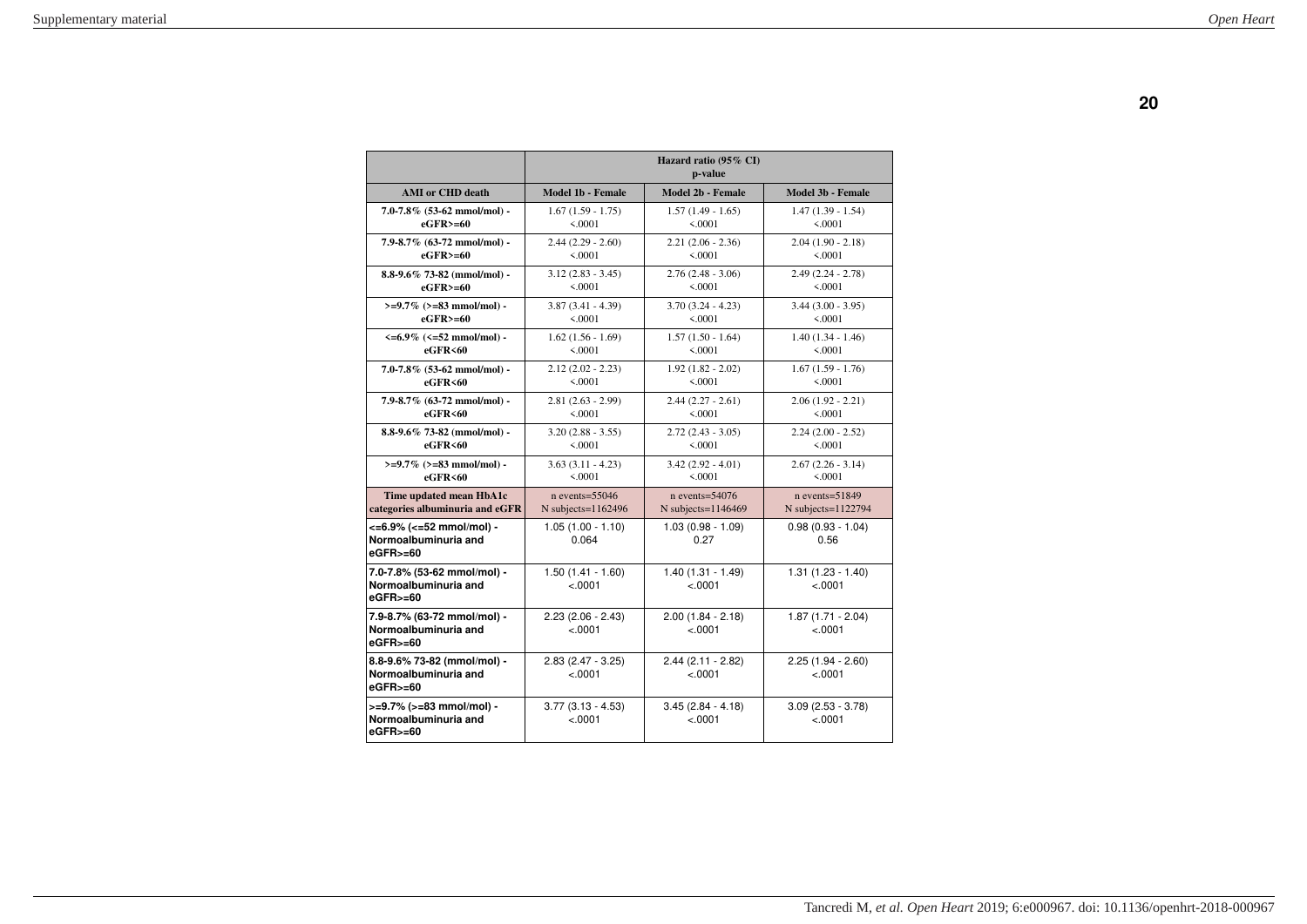| | Hazard ratio (95% CI) p-value | | |
|---|---|---|---|
| **AMI or CHD death** | **Model 1b - Female** | **Model 2b - Female** | **Model 3b - Female** |
| **7.0-7.8% (53-62 mmol/mol) - eGFR>=60** | 1.67 (1.59 - 1.75) <.0001 | 1.57 (1.49 - 1.65) <.0001 | 1.47 (1.39 - 1.54) <.0001 |
| **7.9-8.7% (63-72 mmol/mol) - eGFR>=60** | 2.44 (2.29 - 2.60) <.0001 | 2.21 (2.06 - 2.36) <.0001 | 2.04 (1.90 - 2.18) <.0001 |
| **8.8-9.6% 73-82 (mmol/mol) - eGFR>=60** | 3.12 (2.83 - 3.45) <.0001 | 2.76 (2.48 - 3.06) <.0001 | 2.49 (2.24 - 2.78) <.0001 |
| **>=9.7% (>=83 mmol/mol) - eGFR>=60** | 3.87 (3.41 - 4.39) <.0001 | 3.70 (3.24 - 4.23) <.0001 | 3.44 (3.00 - 3.95) <.0001 |
| **<=6.9% (<=52 mmol/mol) - eGFR<60** | 1.62 (1.56 - 1.69) <.0001 | 1.57 (1.50 - 1.64) <.0001 | 1.40 (1.34 - 1.46) <.0001 |
| **7.0-7.8% (53-62 mmol/mol) - eGFR<60** | 2.12 (2.02 - 2.23) <.0001 | 1.92 (1.82 - 2.02) <.0001 | 1.67 (1.59 - 1.76) <.0001 |
| **7.9-8.7% (63-72 mmol/mol) - eGFR<60** | 2.81 (2.63 - 2.99) <.0001 | 2.44 (2.27 - 2.61) <.0001 | 2.06 (1.92 - 2.21) <.0001 |
| **8.8-9.6% 73-82 (mmol/mol) - eGFR<60** | 3.20 (2.88 - 3.55) <.0001 | 2.72 (2.43 - 3.05) <.0001 | 2.24 (2.00 - 2.52) <.0001 |
| **>=9.7% (>=83 mmol/mol) - eGFR<60** | 3.63 (3.11 - 4.23) <.0001 | 3.42 (2.92 - 4.01) <.0001 | 2.67 (2.26 - 3.14) <.0001 |
| **Time updated mean HbA1c categories albuminuria and eGFR** | n events=55046 N subjects=1162496 | n events=54076 N subjects=1146469 | n events=51849 N subjects=1122794 |
| **<=6.9% (<=52 mmol/mol) - Normoalbuminuria and eGFR>=60** | 1.05 (1.00 - 1.10) 0.064 | 1.03 (0.98 - 1.09) 0.27 | 0.98 (0.93 - 1.04) 0.56 |
| **7.0-7.8% (53-62 mmol/mol) - Normoalbuminuria and eGFR>=60** | 1.50 (1.41 - 1.60) <.0001 | 1.40 (1.31 - 1.49) <.0001 | 1.31 (1.23 - 1.40) <.0001 |
| **7.9-8.7% (63-72 mmol/mol) - Normoalbuminuria and eGFR>=60** | 2.23 (2.06 - 2.43) <.0001 | 2.00 (1.84 - 2.18) <.0001 | 1.87 (1.71 - 2.04) <.0001 |
| **8.8-9.6% 73-82 (mmol/mol) - Normoalbuminuria and eGFR>=60** | 2.83 (2.47 - 3.25) <.0001 | 2.44 (2.11 - 2.82) <.0001 | 2.25 (1.94 - 2.60) <.0001 |
| **>=9.7% (>=83 mmol/mol) - Normoalbuminuria and eGFR>=60** | 3.77 (3.13 - 4.53) <.0001 | 3.45 (2.84 - 4.18) <.0001 | 3.09 (2.53 - 3.78) <.0001 |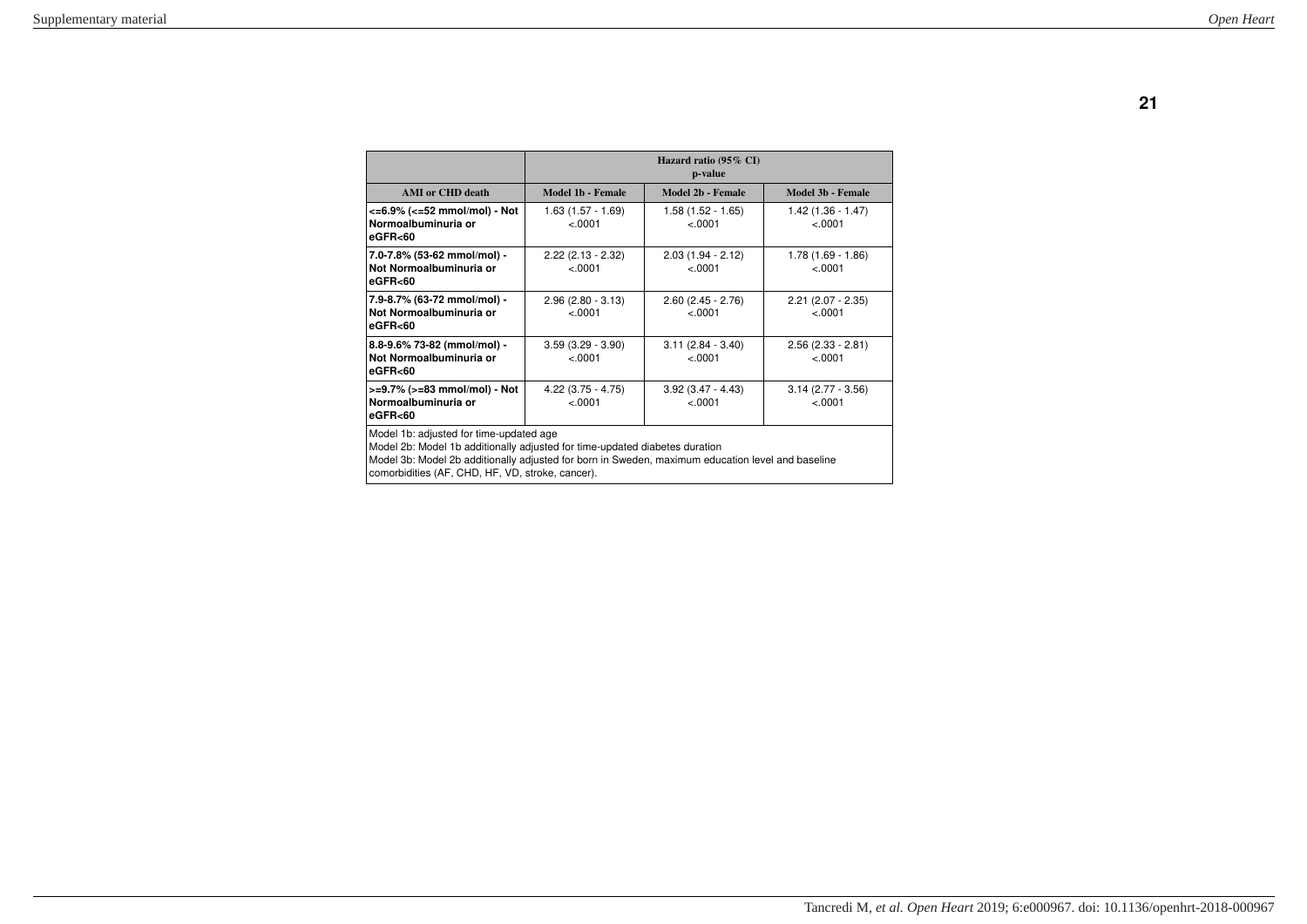| | Hazard ratio (95% CI) p-value | | |
|---|---|---|---|
| **AMI or CHD death** | **Model 1b - Female** | **Model 2b - Female** | **Model 3b - Female** |
| **<=6.9% (<=52 mmol/mol) - Not Normoalbuminuria or eGFR<60** | 1.63 (1.57 - 1.69) <.0001 | 1.58 (1.52 - 1.65) <.0001 | 1.42 (1.36 - 1.47) <.0001 |
| **7.0-7.8% (53-62 mmol/mol) - Not Normoalbuminuria or eGFR<60** | 2.22 (2.13 - 2.32) <.0001 | 2.03 (1.94 - 2.12) <.0001 | 1.78 (1.69 - 1.86) <.0001 |
| **7.9-8.7% (63-72 mmol/mol) - Not Normoalbuminuria or eGFR<60** | 2.96 (2.80 - 3.13) <.0001 | 2.60 (2.45 - 2.76) <.0001 | 2.21 (2.07 - 2.35) <.0001 |
| **8.8-9.6% 73-82 (mmol/mol) - Not Normoalbuminuria or eGFR<60** | 3.59 (3.29 - 3.90) <.0001 | 3.11 (2.84 - 3.40) <.0001 | 2.56 (2.33 - 2.81) <.0001 |
| **>=9.7% (>=83 mmol/mol) - Not Normoalbuminuria or eGFR<60** | 4.22 (3.75 - 4.75) <.0001 | 3.92 (3.47 - 4.43) <.0001 | 3.14 (2.77 - 3.56) <.0001 |

Model 1b: adjusted for time-updated age
Model 2b: Model 1b additionally adjusted for time-updated diabetes duration
Model 3b: Model 2b additionally adjusted for born in Sweden, maximum education level and baseline comorbidities (AF, CHD, HF, VD, stroke, cancer).